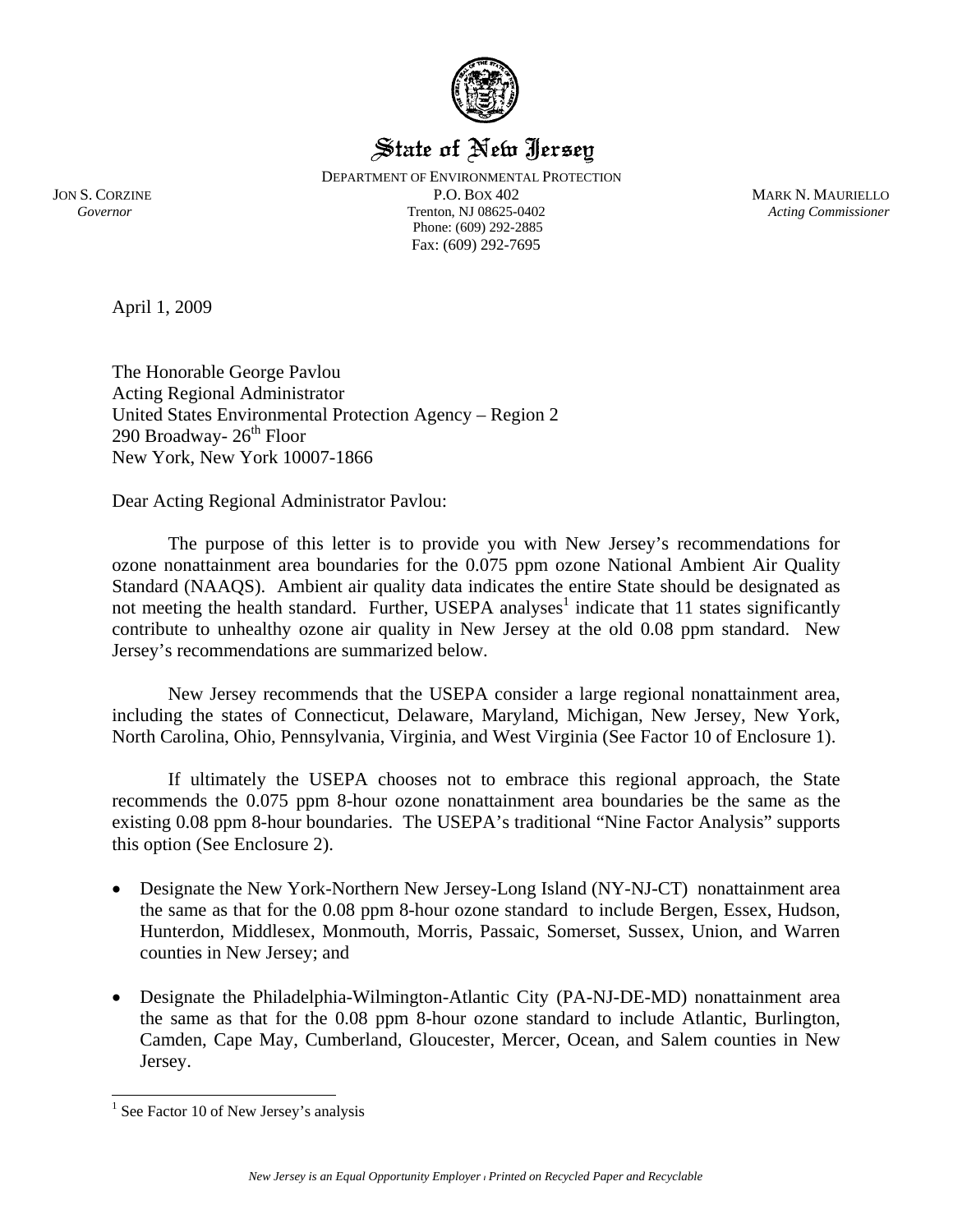# State of New Jersey

DEPARTMENT OF ENVIRONMENTAL PROTECTION
P.O. BOX 402
Trenton, NJ 08625-0402
Phone: (609) 292-2885
Fax: (609) 292-7695

JON S. CORZINE
*Governor*

MARK N. MAURIELLO
*Acting Commissioner*

April 1, 2009

The Honorable George Pavlou
Acting Regional Administrator
United States Environmental Protection Agency – Region 2
290 Broadway- 26th Floor
New York, New York 10007-1866

Dear Acting Regional Administrator Pavlou:

The purpose of this letter is to provide you with New Jersey's recommendations for ozone nonattainment area boundaries for the 0.075 ppm ozone National Ambient Air Quality Standard (NAAQS). Ambient air quality data indicates the entire State should be designated as not meeting the health standard. Further, USEPA analyses[1] indicate that 11 states significantly contribute to unhealthy ozone air quality in New Jersey at the old 0.08 ppm standard. New Jersey's recommendations are summarized below.

New Jersey recommends that the USEPA consider a large regional nonattainment area, including the states of Connecticut, Delaware, Maryland, Michigan, New Jersey, New York, North Carolina, Ohio, Pennsylvania, Virginia, and West Virginia (See Factor 10 of Enclosure 1).

If ultimately the USEPA chooses not to embrace this regional approach, the State recommends the 0.075 ppm 8-hour ozone nonattainment area boundaries be the same as the existing 0.08 ppm 8-hour boundaries. The USEPA's traditional "Nine Factor Analysis" supports this option (See Enclosure 2).

- Designate the New York-Northern New Jersey-Long Island (NY-NJ-CT) nonattainment area the same as that for the 0.08 ppm 8-hour ozone standard to include Bergen, Essex, Hudson, Hunterdon, Middlesex, Monmouth, Morris, Passaic, Somerset, Sussex, Union, and Warren counties in New Jersey; and
- Designate the Philadelphia-Wilmington-Atlantic City (PA-NJ-DE-MD) nonattainment area the same as that for the 0.08 ppm 8-hour ozone standard to include Atlantic, Burlington, Camden, Cape May, Cumberland, Gloucester, Mercer, Ocean, and Salem counties in New Jersey.

[1] See Factor 10 of New Jersey's analysis

*New Jersey is an Equal Opportunity Employer ı Printed on Recycled Paper and Recyclable*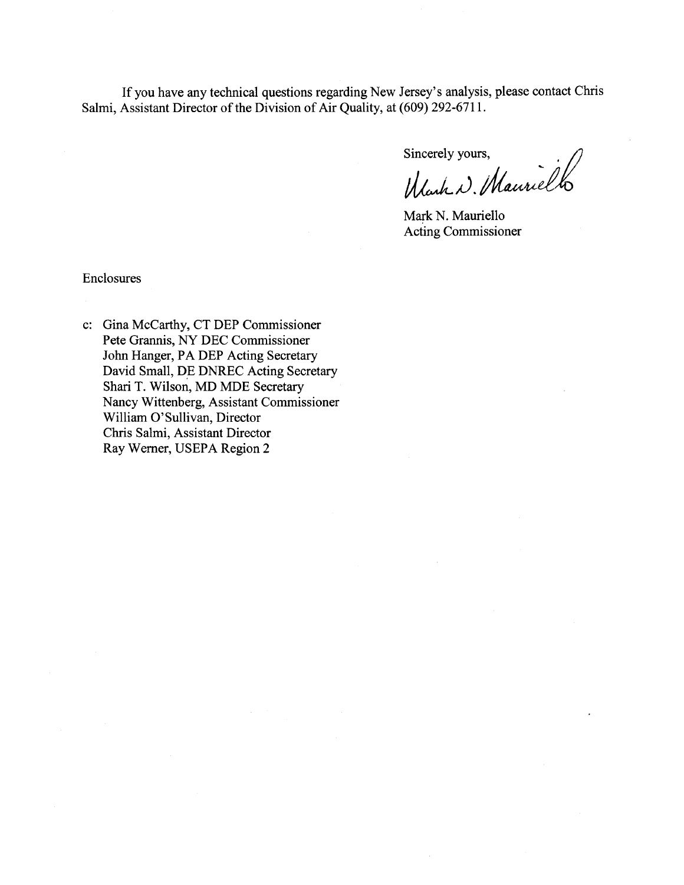If you have any technical questions regarding New Jersey's analysis, please contact Chris Salmi, Assistant Director of the Division of Air Quality, at (609) 292-6711.

Sincerely yours,

Mark N. Mauriello
Acting Commissioner

Enclosures

c: Gina McCarthy, CT DEP Commissioner
Pete Grannis, NY DEC Commissioner
John Hanger, PA DEP Acting Secretary
David Small, DE DNREC Acting Secretary
Shari T. Wilson, MD MDE Secretary
Nancy Wittenberg, Assistant Commissioner
William O'Sullivan, Director
Chris Salmi, Assistant Director
Ray Werner, USEPA Region 2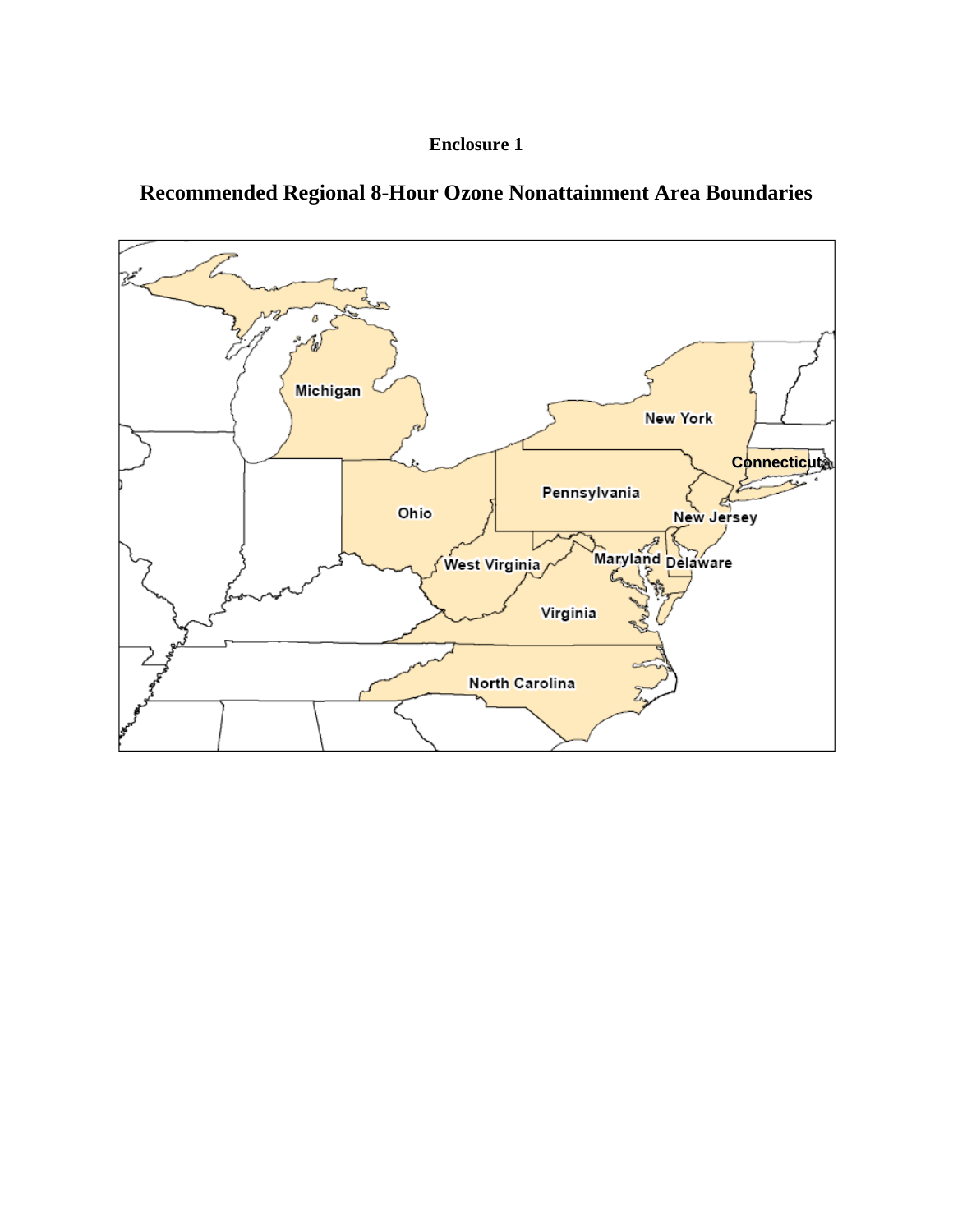**Enclosure 1**

## Recommended Regional 8-Hour Ozone Nonattainment Area Boundaries

Michigan

New York

Connecticut

Pennsylvania

Ohio

New Jersey

West Virginia

Maryland

Delaware

Virginia

North Carolina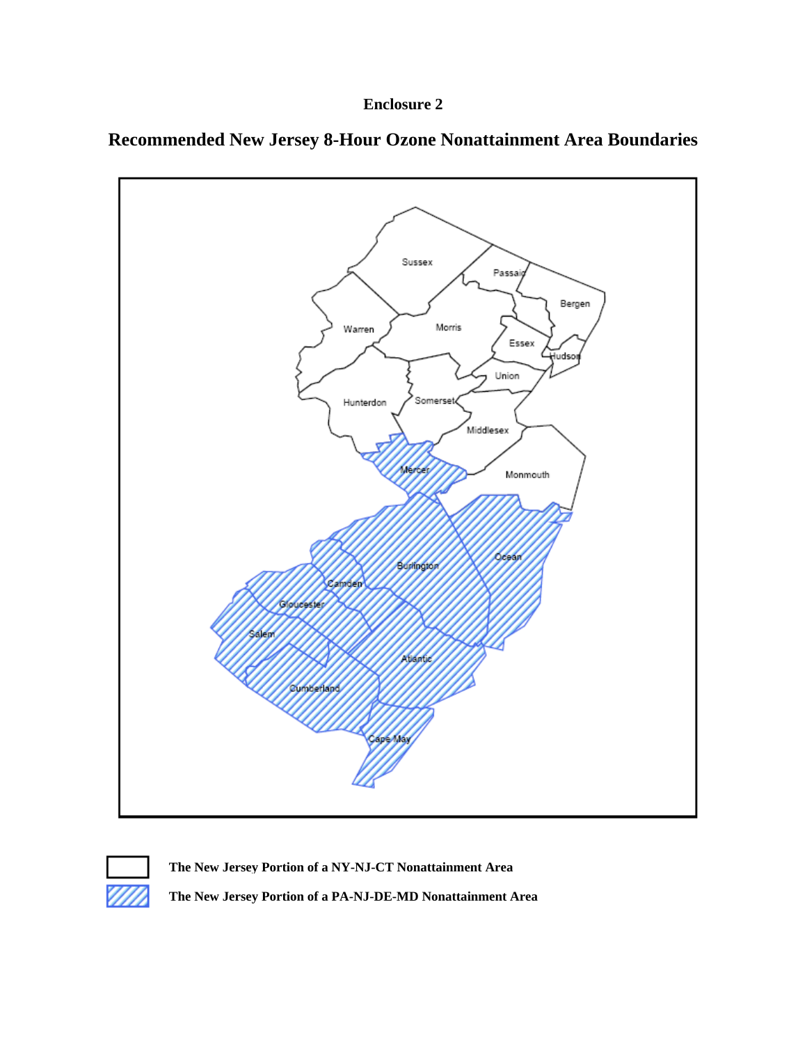**Enclosure 2**

## Recommended New Jersey 8-Hour Ozone Nonattainment Area Boundaries

Sussex

Passaic

Bergen

Warren

Morris

Essex

Hudson

Union

Hunterdon

Somerset

Middlesex

Mercer

Monmouth

Burlington

Ocean

Camden

Gloucester

Salem

Atlantic

Cumberland

Cape May

**The New Jersey Portion of a NY-NJ-CT Nonattainment Area**

**The New Jersey Portion of a PA-NJ-DE-MD Nonattainment Area**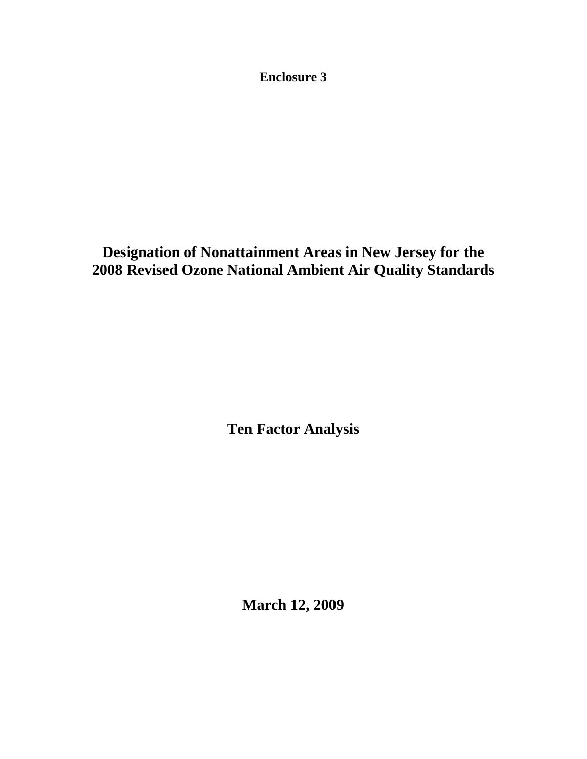**Enclosure 3**

# Designation of Nonattainment Areas in New Jersey for the 2008 Revised Ozone National Ambient Air Quality Standards

## Ten Factor Analysis

**March 12, 2009**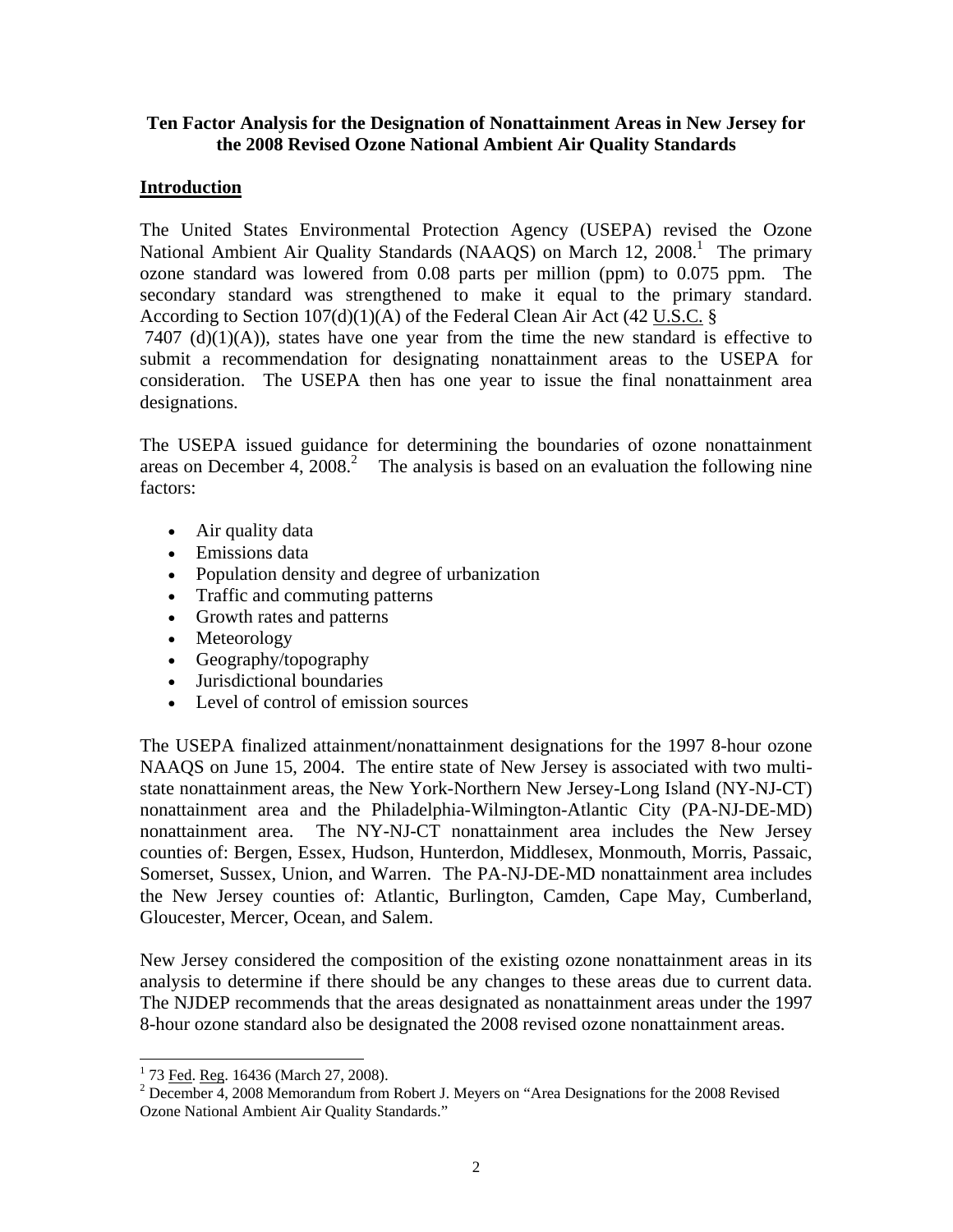**Ten Factor Analysis for the Designation of Nonattainment Areas in New Jersey for the 2008 Revised Ozone National Ambient Air Quality Standards**

## Introduction

The United States Environmental Protection Agency (USEPA) revised the Ozone National Ambient Air Quality Standards (NAAQS) on March 12, 2008.[1] The primary ozone standard was lowered from 0.08 parts per million (ppm) to 0.075 ppm. The secondary standard was strengthened to make it equal to the primary standard. According to Section 107(d)(1)(A) of the Federal Clean Air Act (42 U.S.C. § 7407 (d)(1)(A)), states have one year from the time the new standard is effective to submit a recommendation for designating nonattainment areas to the USEPA for consideration. The USEPA then has one year to issue the final nonattainment area designations.

The USEPA issued guidance for determining the boundaries of ozone nonattainment areas on December 4, 2008.[2] The analysis is based on an evaluation the following nine factors:

- Air quality data
- Emissions data
- Population density and degree of urbanization
- Traffic and commuting patterns
- Growth rates and patterns
- Meteorology
- Geography/topography
- Jurisdictional boundaries
- Level of control of emission sources

The USEPA finalized attainment/nonattainment designations for the 1997 8-hour ozone NAAQS on June 15, 2004. The entire state of New Jersey is associated with two multi-state nonattainment areas, the New York-Northern New Jersey-Long Island (NY-NJ-CT) nonattainment area and the Philadelphia-Wilmington-Atlantic City (PA-NJ-DE-MD) nonattainment area. The NY-NJ-CT nonattainment area includes the New Jersey counties of: Bergen, Essex, Hudson, Hunterdon, Middlesex, Monmouth, Morris, Passaic, Somerset, Sussex, Union, and Warren. The PA-NJ-DE-MD nonattainment area includes the New Jersey counties of: Atlantic, Burlington, Camden, Cape May, Cumberland, Gloucester, Mercer, Ocean, and Salem.

New Jersey considered the composition of the existing ozone nonattainment areas in its analysis to determine if there should be any changes to these areas due to current data. The NJDEP recommends that the areas designated as nonattainment areas under the 1997 8-hour ozone standard also be designated the 2008 revised ozone nonattainment areas.

---

[1] 73 Fed. Reg. 16436 (March 27, 2008).

[2] December 4, 2008 Memorandum from Robert J. Meyers on "Area Designations for the 2008 Revised Ozone National Ambient Air Quality Standards."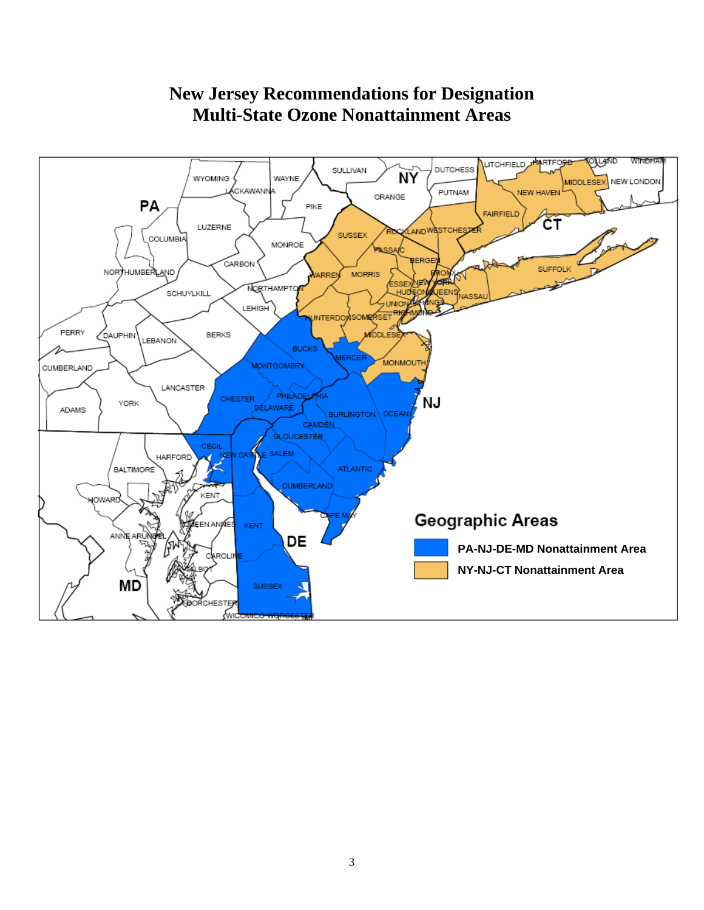# New Jersey Recommendations for Designation Multi-State Ozone Nonattainment Areas

**Geographic Areas**

- **PA-NJ-DE-MD Nonattainment Area**
- **NY-NJ-CT Nonattainment Area**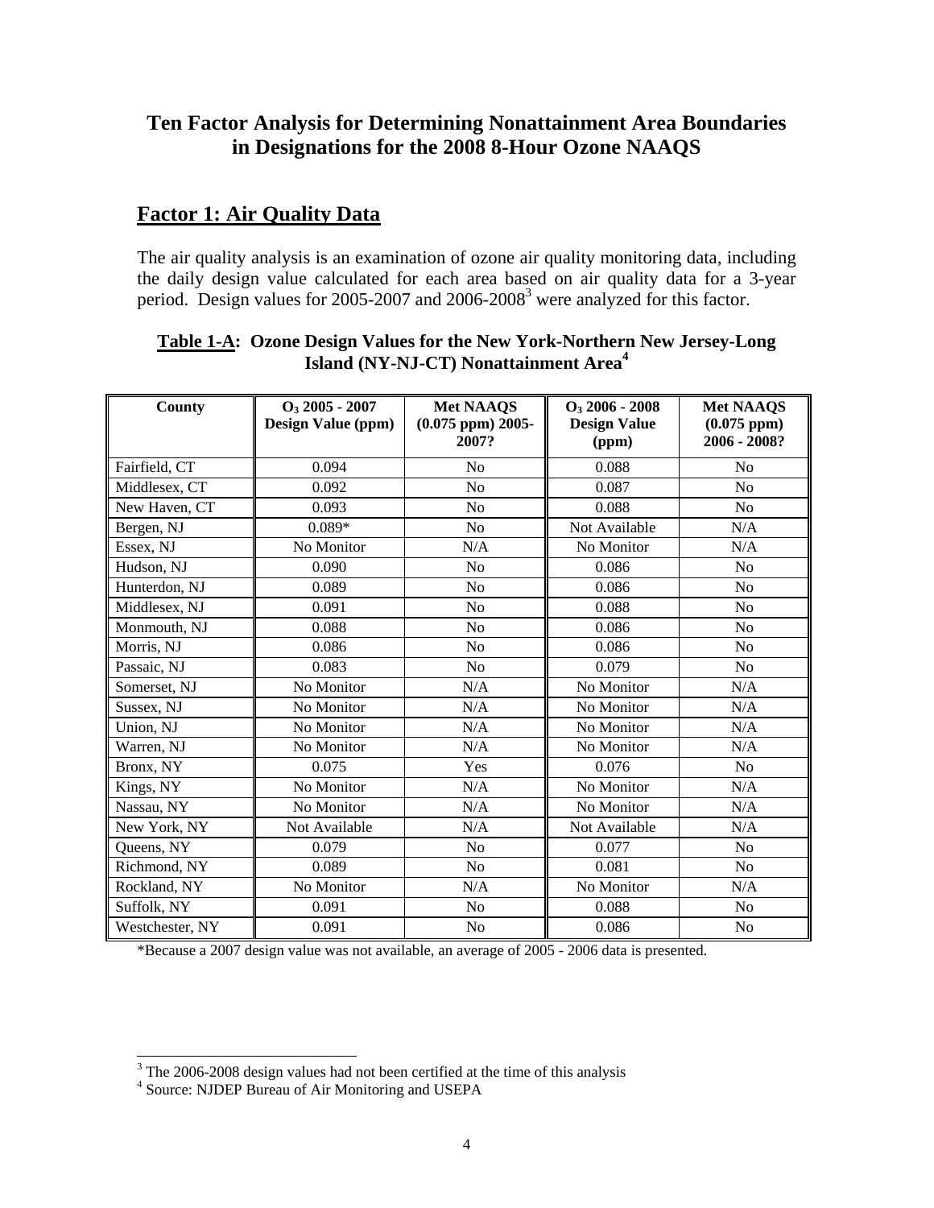## Ten Factor Analysis for Determining Nonattainment Area Boundaries in Designations for the 2008 8-Hour Ozone NAAQS

### Factor 1: Air Quality Data

The air quality analysis is an examination of ozone air quality monitoring data, including the daily design value calculated for each area based on air quality data for a 3-year period. Design values for 2005-2007 and 2006-2008[3] were analyzed for this factor.

**Table 1-A: Ozone Design Values for the New York-Northern New Jersey-Long Island (NY-NJ-CT) Nonattainment Area[4]**

| County | $O_3$ 2005 - 2007 Design Value (ppm) | Met NAAQS (0.075 ppm) 2005-2007? | $O_3$ 2006 - 2008 Design Value (ppm) | Met NAAQS (0.075 ppm) 2006 - 2008? |
|---|---|---|---|---|
| Fairfield, CT | 0.094 | No | 0.088 | No |
| Middlesex, CT | 0.092 | No | 0.087 | No |
| New Haven, CT | 0.093 | No | 0.088 | No |
| Bergen, NJ | 0.089* | No | Not Available | N/A |
| Essex, NJ | No Monitor | N/A | No Monitor | N/A |
| Hudson, NJ | 0.090 | No | 0.086 | No |
| Hunterdon, NJ | 0.089 | No | 0.086 | No |
| Middlesex, NJ | 0.091 | No | 0.088 | No |
| Monmouth, NJ | 0.088 | No | 0.086 | No |
| Morris, NJ | 0.086 | No | 0.086 | No |
| Passaic, NJ | 0.083 | No | 0.079 | No |
| Somerset, NJ | No Monitor | N/A | No Monitor | N/A |
| Sussex, NJ | No Monitor | N/A | No Monitor | N/A |
| Union, NJ | No Monitor | N/A | No Monitor | N/A |
| Warren, NJ | No Monitor | N/A | No Monitor | N/A |
| Bronx, NY | 0.075 | Yes | 0.076 | No |
| Kings, NY | No Monitor | N/A | No Monitor | N/A |
| Nassau, NY | No Monitor | N/A | No Monitor | N/A |
| New York, NY | Not Available | N/A | Not Available | N/A |
| Queens, NY | 0.079 | No | 0.077 | No |
| Richmond, NY | 0.089 | No | 0.081 | No |
| Rockland, NY | No Monitor | N/A | No Monitor | N/A |
| Suffolk, NY | 0.091 | No | 0.088 | No |
| Westchester, NY | 0.091 | No | 0.086 | No |

*Because a 2007 design value was not available, an average of 2005 - 2006 data is presented.

[3] The 2006-2008 design values had not been certified at the time of this analysis

[4] Source: NJDEP Bureau of Air Monitoring and USEPA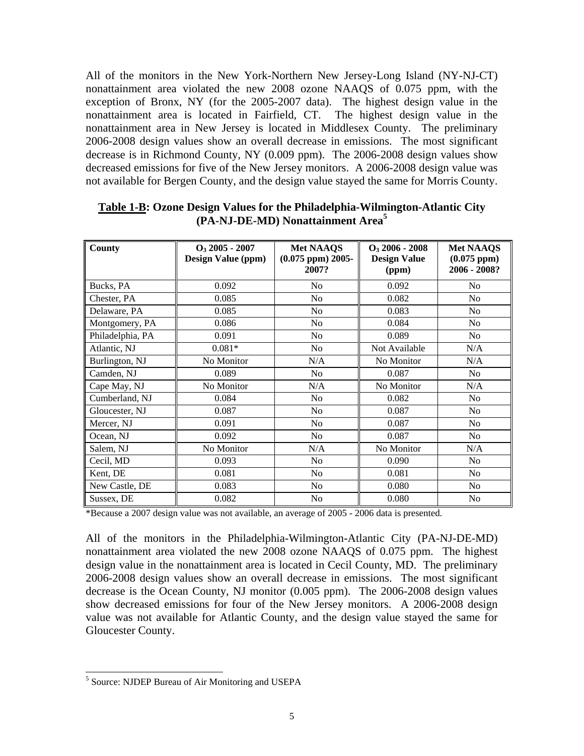All of the monitors in the New York-Northern New Jersey-Long Island (NY-NJ-CT) nonattainment area violated the new 2008 ozone NAAQS of 0.075 ppm, with the exception of Bronx, NY (for the 2005-2007 data). The highest design value in the nonattainment area is located in Fairfield, CT. The highest design value in the nonattainment area in New Jersey is located in Middlesex County. The preliminary 2006-2008 design values show an overall decrease in emissions. The most significant decrease is in Richmond County, NY (0.009 ppm). The 2006-2008 design values show decreased emissions for five of the New Jersey monitors. A 2006-2008 design value was not available for Bergen County, and the design value stayed the same for Morris County.

**Table 1-B: Ozone Design Values for the Philadelphia-Wilmington-Atlantic City (PA-NJ-DE-MD) Nonattainment Area**[5]

| County | $O_3$ 2005 - 2007 Design Value (ppm) | Met NAAQS (0.075 ppm) 2005-2007? | $O_3$ 2006 - 2008 Design Value (ppm) | Met NAAQS (0.075 ppm) 2006 - 2008? |
|---|---|---|---|---|
| Bucks, PA | 0.092 | No | 0.092 | No |
| Chester, PA | 0.085 | No | 0.082 | No |
| Delaware, PA | 0.085 | No | 0.083 | No |
| Montgomery, PA | 0.086 | No | 0.084 | No |
| Philadelphia, PA | 0.091 | No | 0.089 | No |
| Atlantic, NJ | 0.081* | No | Not Available | N/A |
| Burlington, NJ | No Monitor | N/A | No Monitor | N/A |
| Camden, NJ | 0.089 | No | 0.087 | No |
| Cape May, NJ | No Monitor | N/A | No Monitor | N/A |
| Cumberland, NJ | 0.084 | No | 0.082 | No |
| Gloucester, NJ | 0.087 | No | 0.087 | No |
| Mercer, NJ | 0.091 | No | 0.087 | No |
| Ocean, NJ | 0.092 | No | 0.087 | No |
| Salem, NJ | No Monitor | N/A | No Monitor | N/A |
| Cecil, MD | 0.093 | No | 0.090 | No |
| Kent, DE | 0.081 | No | 0.081 | No |
| New Castle, DE | 0.083 | No | 0.080 | No |
| Sussex, DE | 0.082 | No | 0.080 | No |

*Because a 2007 design value was not available, an average of 2005 - 2006 data is presented.

All of the monitors in the Philadelphia-Wilmington-Atlantic City (PA-NJ-DE-MD) nonattainment area violated the new 2008 ozone NAAQS of 0.075 ppm. The highest design value in the nonattainment area is located in Cecil County, MD. The preliminary 2006-2008 design values show an overall decrease in emissions. The most significant decrease is the Ocean County, NJ monitor (0.005 ppm). The 2006-2008 design values show decreased emissions for four of the New Jersey monitors. A 2006-2008 design value was not available for Atlantic County, and the design value stayed the same for Gloucester County.

[5] Source: NJDEP Bureau of Air Monitoring and USEPA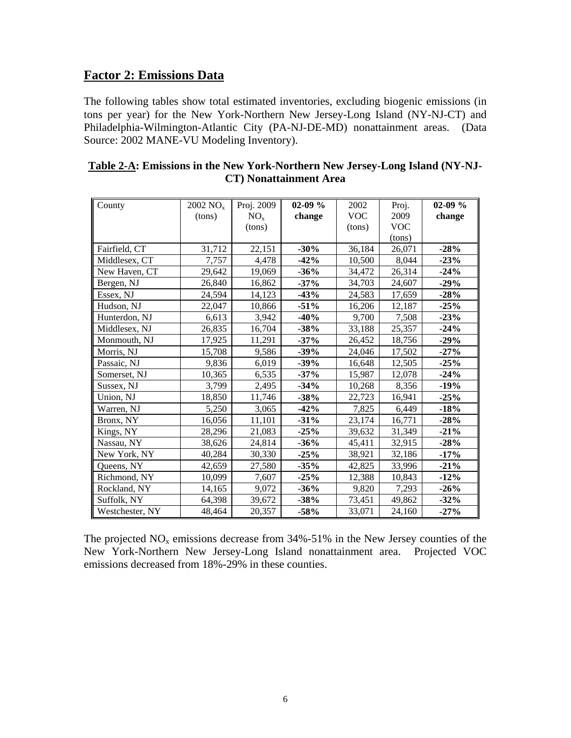## Factor 2: Emissions Data

The following tables show total estimated inventories, excluding biogenic emissions (in tons per year) for the New York-Northern New Jersey-Long Island (NY-NJ-CT) and Philadelphia-Wilmington-Atlantic City (PA-NJ-DE-MD) nonattainment areas. (Data Source: 2002 MANE-VU Modeling Inventory).

**Table 2-A: Emissions in the New York-Northern New Jersey-Long Island (NY-NJ-CT) Nonattainment Area**

| County | 2002 $NO_x$ (tons) | Proj. 2009 $NO_x$ (tons) | **02-09 % change** | 2002 VOC (tons) | Proj. 2009 VOC (tons) | **02-09 % change** |
|---|---|---|---|---|---|---|
| Fairfield, CT | 31,712 | 22,151 | **-30%** | 36,184 | 26,071 | **-28%** |
| Middlesex, CT | 7,757 | 4,478 | **-42%** | 10,500 | 8,044 | **-23%** |
| New Haven, CT | 29,642 | 19,069 | **-36%** | 34,472 | 26,314 | **-24%** |
| Bergen, NJ | 26,840 | 16,862 | **-37%** | 34,703 | 24,607 | **-29%** |
| Essex, NJ | 24,594 | 14,123 | **-43%** | 24,583 | 17,659 | **-28%** |
| Hudson, NJ | 22,047 | 10,866 | **-51%** | 16,206 | 12,187 | **-25%** |
| Hunterdon, NJ | 6,613 | 3,942 | **-40%** | 9,700 | 7,508 | **-23%** |
| Middlesex, NJ | 26,835 | 16,704 | **-38%** | 33,188 | 25,357 | **-24%** |
| Monmouth, NJ | 17,925 | 11,291 | **-37%** | 26,452 | 18,756 | **-29%** |
| Morris, NJ | 15,708 | 9,586 | **-39%** | 24,046 | 17,502 | **-27%** |
| Passaic, NJ | 9,836 | 6,019 | **-39%** | 16,648 | 12,505 | **-25%** |
| Somerset, NJ | 10,365 | 6,535 | **-37%** | 15,987 | 12,078 | **-24%** |
| Sussex, NJ | 3,799 | 2,495 | **-34%** | 10,268 | 8,356 | **-19%** |
| Union, NJ | 18,850 | 11,746 | **-38%** | 22,723 | 16,941 | **-25%** |
| Warren, NJ | 5,250 | 3,065 | **-42%** | 7,825 | 6,449 | **-18%** |
| Bronx, NY | 16,056 | 11,101 | **-31%** | 23,174 | 16,771 | **-28%** |
| Kings, NY | 28,296 | 21,083 | **-25%** | 39,632 | 31,349 | **-21%** |
| Nassau, NY | 38,626 | 24,814 | **-36%** | 45,411 | 32,915 | **-28%** |
| New York, NY | 40,284 | 30,330 | **-25%** | 38,921 | 32,186 | **-17%** |
| Queens, NY | 42,659 | 27,580 | **-35%** | 42,825 | 33,996 | **-21%** |
| Richmond, NY | 10,099 | 7,607 | **-25%** | 12,388 | 10,843 | **-12%** |
| Rockland, NY | 14,165 | 9,072 | **-36%** | 9,820 | 7,293 | **-26%** |
| Suffolk, NY | 64,398 | 39,672 | **-38%** | 73,451 | 49,862 | **-32%** |
| Westchester, NY | 48,464 | 20,357 | **-58%** | 33,071 | 24,160 | **-27%** |

The projected $NO_x$ emissions decrease from 34%-51% in the New Jersey counties of the New York-Northern New Jersey-Long Island nonattainment area. Projected VOC emissions decreased from 18%-29% in these counties.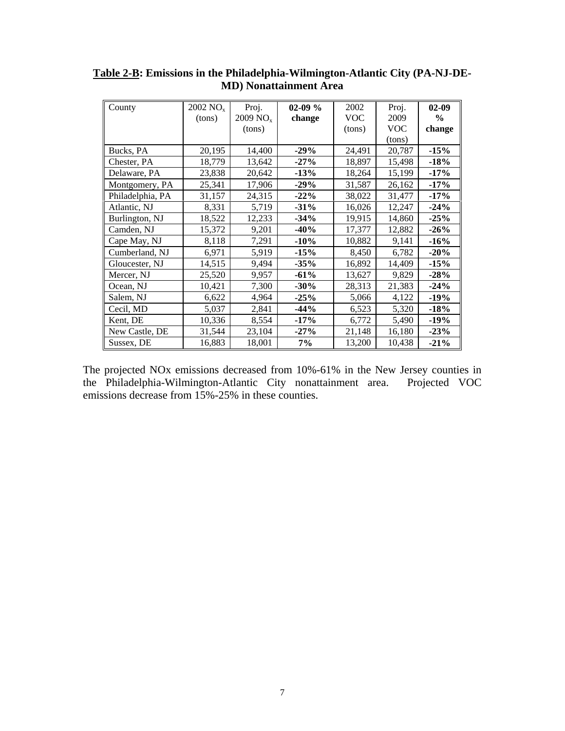**Table 2-B: Emissions in the Philadelphia-Wilmington-Atlantic City (PA-NJ-DE-MD) Nonattainment Area**

| County | 2002 $NO_x$ (tons) | Proj. 2009 $NO_x$ (tons) | **02-09 % change** | 2002 VOC (tons) | Proj. 2009 VOC (tons) | **02-09 % change** |
|---|---|---|---|---|---|---|
| Bucks, PA | 20,195 | 14,400 | **-29%** | 24,491 | 20,787 | **-15%** |
| Chester, PA | 18,779 | 13,642 | **-27%** | 18,897 | 15,498 | **-18%** |
| Delaware, PA | 23,838 | 20,642 | **-13%** | 18,264 | 15,199 | **-17%** |
| Montgomery, PA | 25,341 | 17,906 | **-29%** | 31,587 | 26,162 | **-17%** |
| Philadelphia, PA | 31,157 | 24,315 | **-22%** | 38,022 | 31,477 | **-17%** |
| Atlantic, NJ | 8,331 | 5,719 | **-31%** | 16,026 | 12,247 | **-24%** |
| Burlington, NJ | 18,522 | 12,233 | **-34%** | 19,915 | 14,860 | **-25%** |
| Camden, NJ | 15,372 | 9,201 | **-40%** | 17,377 | 12,882 | **-26%** |
| Cape May, NJ | 8,118 | 7,291 | **-10%** | 10,882 | 9,141 | **-16%** |
| Cumberland, NJ | 6,971 | 5,919 | **-15%** | 8,450 | 6,782 | **-20%** |
| Gloucester, NJ | 14,515 | 9,494 | **-35%** | 16,892 | 14,409 | **-15%** |
| Mercer, NJ | 25,520 | 9,957 | **-61%** | 13,627 | 9,829 | **-28%** |
| Ocean, NJ | 10,421 | 7,300 | **-30%** | 28,313 | 21,383 | **-24%** |
| Salem, NJ | 6,622 | 4,964 | **-25%** | 5,066 | 4,122 | **-19%** |
| Cecil, MD | 5,037 | 2,841 | **-44%** | 6,523 | 5,320 | **-18%** |
| Kent, DE | 10,336 | 8,554 | **-17%** | 6,772 | 5,490 | **-19%** |
| New Castle, DE | 31,544 | 23,104 | **-27%** | 21,148 | 16,180 | **-23%** |
| Sussex, DE | 16,883 | 18,001 | **7%** | 13,200 | 10,438 | **-21%** |

The projected NOx emissions decreased from 10%-61% in the New Jersey counties in the Philadelphia-Wilmington-Atlantic City nonattainment area. Projected VOC emissions decrease from 15%-25% in these counties.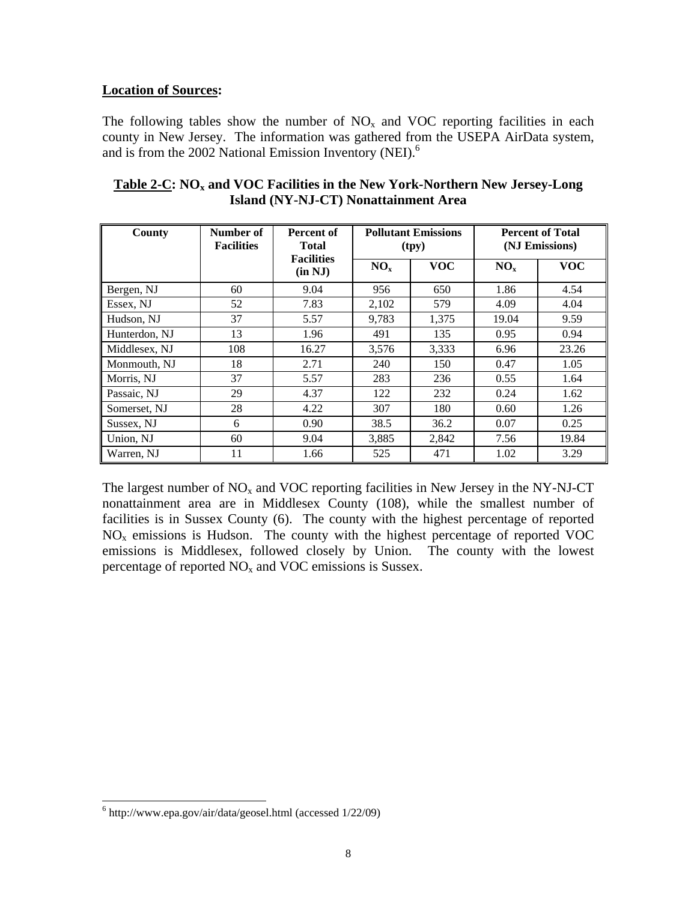**Location of Sources:**

The following tables show the number of $NO_x$ and VOC reporting facilities in each county in New Jersey. The information was gathered from the USEPA AirData system, and is from the 2002 National Emission Inventory (NEI).[6]

**Table 2-C: $NO_x$ and VOC Facilities in the New York-Northern New Jersey-Long Island (NY-NJ-CT) Nonattainment Area**

| County | Number of Facilities | Percent of Total Facilities (in NJ) | Pollutant Emissions (tpy) | | Percent of Total (NJ Emissions) | |
|---|---|---|---|---|---|---|
| | | | $NO_x$ | VOC | $NO_x$ | VOC |
| Bergen, NJ | 60 | 9.04 | 956 | 650 | 1.86 | 4.54 |
| Essex, NJ | 52 | 7.83 | 2,102 | 579 | 4.09 | 4.04 |
| Hudson, NJ | 37 | 5.57 | 9,783 | 1,375 | 19.04 | 9.59 |
| Hunterdon, NJ | 13 | 1.96 | 491 | 135 | 0.95 | 0.94 |
| Middlesex, NJ | 108 | 16.27 | 3,576 | 3,333 | 6.96 | 23.26 |
| Monmouth, NJ | 18 | 2.71 | 240 | 150 | 0.47 | 1.05 |
| Morris, NJ | 37 | 5.57 | 283 | 236 | 0.55 | 1.64 |
| Passaic, NJ | 29 | 4.37 | 122 | 232 | 0.24 | 1.62 |
| Somerset, NJ | 28 | 4.22 | 307 | 180 | 0.60 | 1.26 |
| Sussex, NJ | 6 | 0.90 | 38.5 | 36.2 | 0.07 | 0.25 |
| Union, NJ | 60 | 9.04 | 3,885 | 2,842 | 7.56 | 19.84 |
| Warren, NJ | 11 | 1.66 | 525 | 471 | 1.02 | 3.29 |

The largest number of $NO_x$ and VOC reporting facilities in New Jersey in the NY-NJ-CT nonattainment area are in Middlesex County (108), while the smallest number of facilities is in Sussex County (6). The county with the highest percentage of reported $NO_x$ emissions is Hudson. The county with the highest percentage of reported VOC emissions is Middlesex, followed closely by Union. The county with the lowest percentage of reported $NO_x$ and VOC emissions is Sussex.

[6] http://www.epa.gov/air/data/geosel.html (accessed 1/22/09)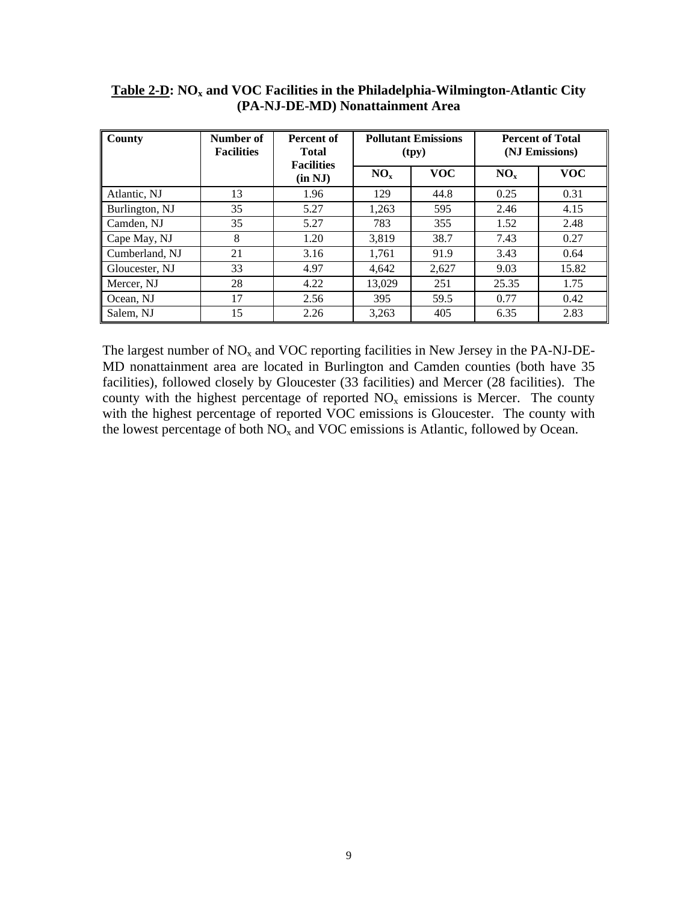**Table 2-D: $NO_x$ and VOC Facilities in the Philadelphia-Wilmington-Atlantic City (PA-NJ-DE-MD) Nonattainment Area**

| County | Number of Facilities | Percent of Total Facilities (in NJ) | Pollutant Emissions (tpy) | | Percent of Total (NJ Emissions) | |
|---|---|---|---|---|---|---|
| | | | $NO_x$ | VOC | $NO_x$ | VOC |
| Atlantic, NJ | 13 | 1.96 | 129 | 44.8 | 0.25 | 0.31 |
| Burlington, NJ | 35 | 5.27 | 1,263 | 595 | 2.46 | 4.15 |
| Camden, NJ | 35 | 5.27 | 783 | 355 | 1.52 | 2.48 |
| Cape May, NJ | 8 | 1.20 | 3,819 | 38.7 | 7.43 | 0.27 |
| Cumberland, NJ | 21 | 3.16 | 1,761 | 91.9 | 3.43 | 0.64 |
| Gloucester, NJ | 33 | 4.97 | 4,642 | 2,627 | 9.03 | 15.82 |
| Mercer, NJ | 28 | 4.22 | 13,029 | 251 | 25.35 | 1.75 |
| Ocean, NJ | 17 | 2.56 | 395 | 59.5 | 0.77 | 0.42 |
| Salem, NJ | 15 | 2.26 | 3,263 | 405 | 6.35 | 2.83 |

The largest number of $NO_x$ and VOC reporting facilities in New Jersey in the PA-NJ-DE-MD nonattainment area are located in Burlington and Camden counties (both have 35 facilities), followed closely by Gloucester (33 facilities) and Mercer (28 facilities). The county with the highest percentage of reported $NO_x$ emissions is Mercer. The county with the highest percentage of reported VOC emissions is Gloucester. The county with the lowest percentage of both $NO_x$ and VOC emissions is Atlantic, followed by Ocean.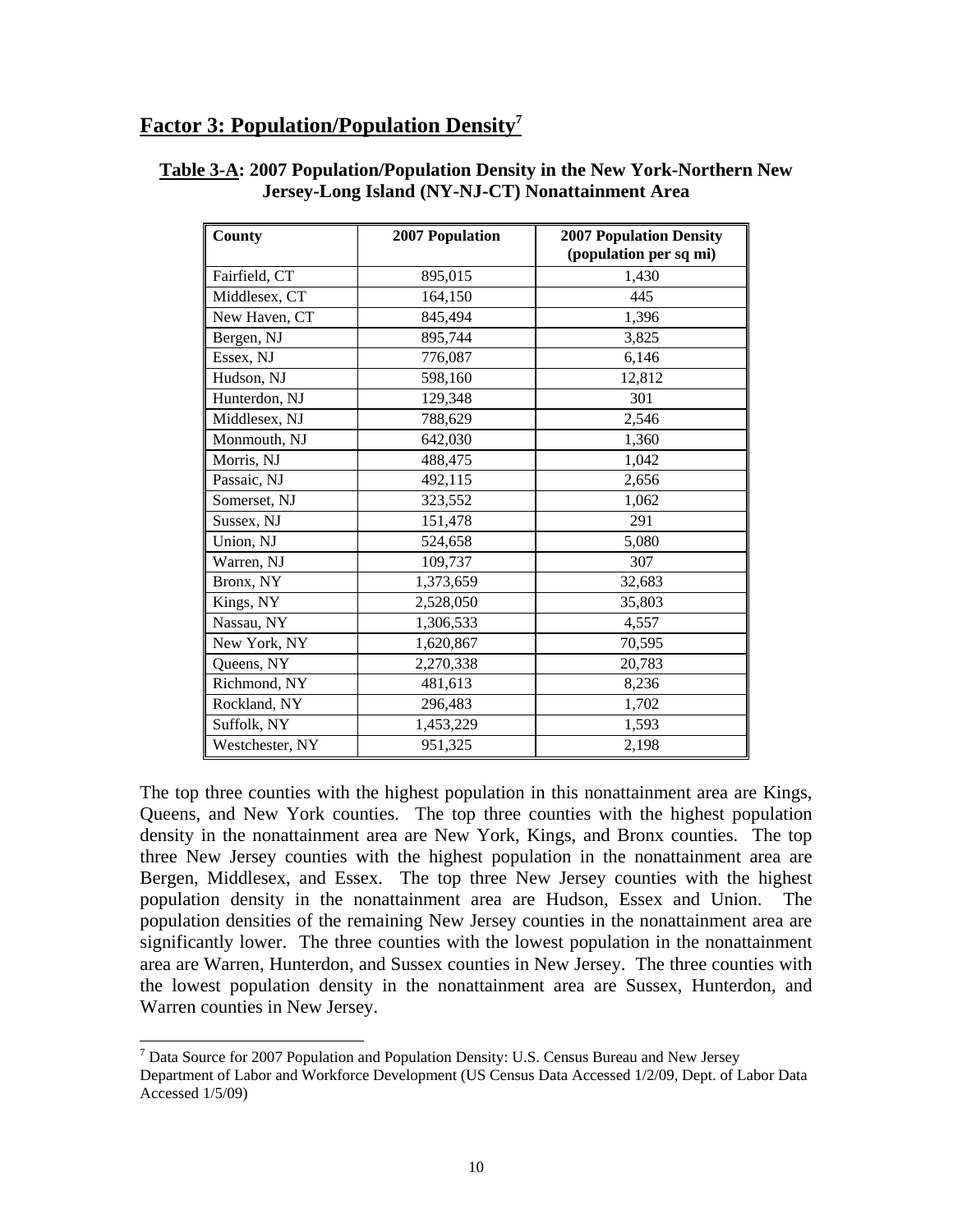## Factor 3: Population/Population Density[7]

**Table 3-A: 2007 Population/Population Density in the New York-Northern New Jersey-Long Island (NY-NJ-CT) Nonattainment Area**

| County | 2007 Population | 2007 Population Density (population per sq mi) |
|---|---|---|
| Fairfield, CT | 895,015 | 1,430 |
| Middlesex, CT | 164,150 | 445 |
| New Haven, CT | 845,494 | 1,396 |
| Bergen, NJ | 895,744 | 3,825 |
| Essex, NJ | 776,087 | 6,146 |
| Hudson, NJ | 598,160 | 12,812 |
| Hunterdon, NJ | 129,348 | 301 |
| Middlesex, NJ | 788,629 | 2,546 |
| Monmouth, NJ | 642,030 | 1,360 |
| Morris, NJ | 488,475 | 1,042 |
| Passaic, NJ | 492,115 | 2,656 |
| Somerset, NJ | 323,552 | 1,062 |
| Sussex, NJ | 151,478 | 291 |
| Union, NJ | 524,658 | 5,080 |
| Warren, NJ | 109,737 | 307 |
| Bronx, NY | 1,373,659 | 32,683 |
| Kings, NY | 2,528,050 | 35,803 |
| Nassau, NY | 1,306,533 | 4,557 |
| New York, NY | 1,620,867 | 70,595 |
| Queens, NY | 2,270,338 | 20,783 |
| Richmond, NY | 481,613 | 8,236 |
| Rockland, NY | 296,483 | 1,702 |
| Suffolk, NY | 1,453,229 | 1,593 |
| Westchester, NY | 951,325 | 2,198 |

The top three counties with the highest population in this nonattainment area are Kings, Queens, and New York counties. The top three counties with the highest population density in the nonattainment area are New York, Kings, and Bronx counties. The top three New Jersey counties with the highest population in the nonattainment area are Bergen, Middlesex, and Essex. The top three New Jersey counties with the highest population density in the nonattainment area are Hudson, Essex and Union. The population densities of the remaining New Jersey counties in the nonattainment area are significantly lower. The three counties with the lowest population in the nonattainment area are Warren, Hunterdon, and Sussex counties in New Jersey. The three counties with the lowest population density in the nonattainment area are Sussex, Hunterdon, and Warren counties in New Jersey.

[7] Data Source for 2007 Population and Population Density: U.S. Census Bureau and New Jersey Department of Labor and Workforce Development (US Census Data Accessed 1/2/09, Dept. of Labor Data Accessed 1/5/09)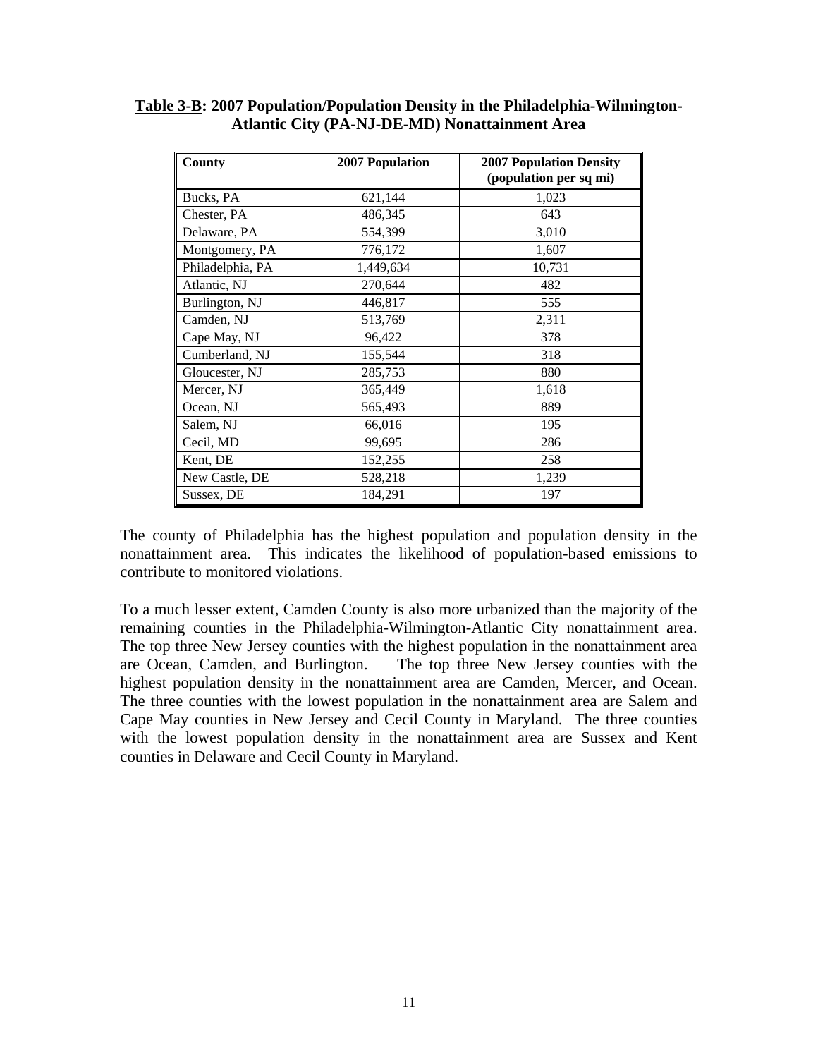**Table 3-B: 2007 Population/Population Density in the Philadelphia-Wilmington-Atlantic City (PA-NJ-DE-MD) Nonattainment Area**

| County | 2007 Population | 2007 Population Density (population per sq mi) |
|---|---|---|
| Bucks, PA | 621,144 | 1,023 |
| Chester, PA | 486,345 | 643 |
| Delaware, PA | 554,399 | 3,010 |
| Montgomery, PA | 776,172 | 1,607 |
| Philadelphia, PA | 1,449,634 | 10,731 |
| Atlantic, NJ | 270,644 | 482 |
| Burlington, NJ | 446,817 | 555 |
| Camden, NJ | 513,769 | 2,311 |
| Cape May, NJ | 96,422 | 378 |
| Cumberland, NJ | 155,544 | 318 |
| Gloucester, NJ | 285,753 | 880 |
| Mercer, NJ | 365,449 | 1,618 |
| Ocean, NJ | 565,493 | 889 |
| Salem, NJ | 66,016 | 195 |
| Cecil, MD | 99,695 | 286 |
| Kent, DE | 152,255 | 258 |
| New Castle, DE | 528,218 | 1,239 |
| Sussex, DE | 184,291 | 197 |

The county of Philadelphia has the highest population and population density in the nonattainment area. This indicates the likelihood of population-based emissions to contribute to monitored violations.

To a much lesser extent, Camden County is also more urbanized than the majority of the remaining counties in the Philadelphia-Wilmington-Atlantic City nonattainment area. The top three New Jersey counties with the highest population in the nonattainment area are Ocean, Camden, and Burlington. The top three New Jersey counties with the highest population density in the nonattainment area are Camden, Mercer, and Ocean. The three counties with the lowest population in the nonattainment area are Salem and Cape May counties in New Jersey and Cecil County in Maryland. The three counties with the lowest population density in the nonattainment area are Sussex and Kent counties in Delaware and Cecil County in Maryland.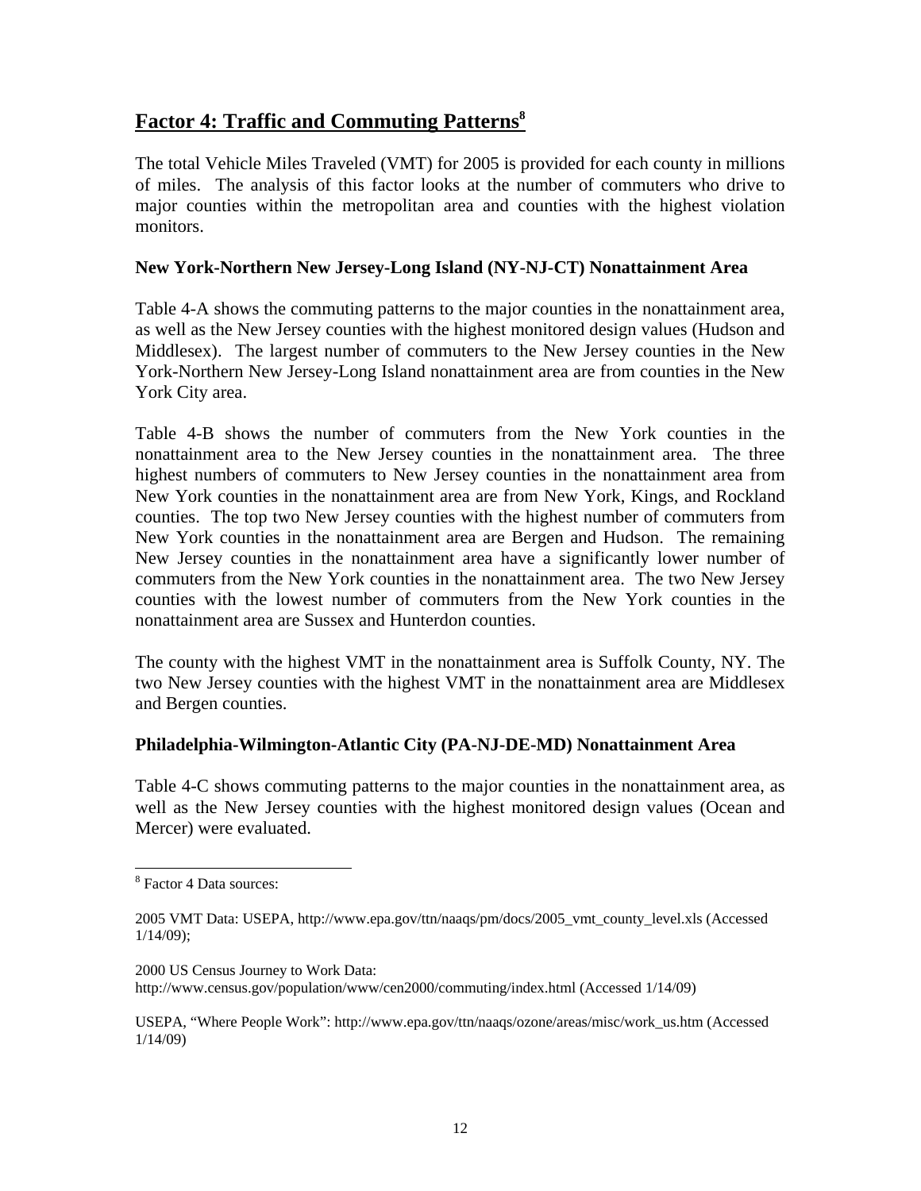## Factor 4: Traffic and Commuting Patterns[8]

The total Vehicle Miles Traveled (VMT) for 2005 is provided for each county in millions of miles. The analysis of this factor looks at the number of commuters who drive to major counties within the metropolitan area and counties with the highest violation monitors.

### New York-Northern New Jersey-Long Island (NY-NJ-CT) Nonattainment Area

Table 4-A shows the commuting patterns to the major counties in the nonattainment area, as well as the New Jersey counties with the highest monitored design values (Hudson and Middlesex). The largest number of commuters to the New Jersey counties in the New York-Northern New Jersey-Long Island nonattainment area are from counties in the New York City area.

Table 4-B shows the number of commuters from the New York counties in the nonattainment area to the New Jersey counties in the nonattainment area. The three highest numbers of commuters to New Jersey counties in the nonattainment area from New York counties in the nonattainment area are from New York, Kings, and Rockland counties. The top two New Jersey counties with the highest number of commuters from New York counties in the nonattainment area are Bergen and Hudson. The remaining New Jersey counties in the nonattainment area have a significantly lower number of commuters from the New York counties in the nonattainment area. The two New Jersey counties with the lowest number of commuters from the New York counties in the nonattainment area are Sussex and Hunterdon counties.

The county with the highest VMT in the nonattainment area is Suffolk County, NY. The two New Jersey counties with the highest VMT in the nonattainment area are Middlesex and Bergen counties.

### Philadelphia-Wilmington-Atlantic City (PA-NJ-DE-MD) Nonattainment Area

Table 4-C shows commuting patterns to the major counties in the nonattainment area, as well as the New Jersey counties with the highest monitored design values (Ocean and Mercer) were evaluated.

---

[8] Factor 4 Data sources:

2005 VMT Data: USEPA, http://www.epa.gov/ttn/naaqs/pm/docs/2005_vmt_county_level.xls (Accessed 1/14/09);

2000 US Census Journey to Work Data: http://www.census.gov/population/www/cen2000/commuting/index.html (Accessed 1/14/09)

USEPA, "Where People Work": http://www.epa.gov/ttn/naaqs/ozone/areas/misc/work_us.htm (Accessed 1/14/09)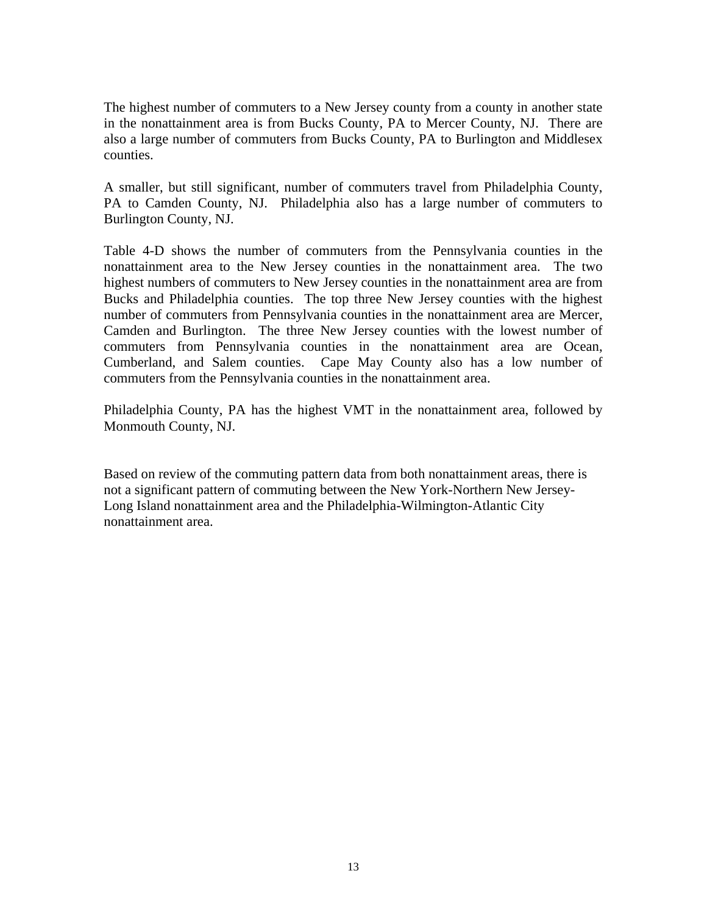The highest number of commuters to a New Jersey county from a county in another state in the nonattainment area is from Bucks County, PA to Mercer County, NJ. There are also a large number of commuters from Bucks County, PA to Burlington and Middlesex counties.

A smaller, but still significant, number of commuters travel from Philadelphia County, PA to Camden County, NJ. Philadelphia also has a large number of commuters to Burlington County, NJ.

Table 4-D shows the number of commuters from the Pennsylvania counties in the nonattainment area to the New Jersey counties in the nonattainment area. The two highest numbers of commuters to New Jersey counties in the nonattainment area are from Bucks and Philadelphia counties. The top three New Jersey counties with the highest number of commuters from Pennsylvania counties in the nonattainment area are Mercer, Camden and Burlington. The three New Jersey counties with the lowest number of commuters from Pennsylvania counties in the nonattainment area are Ocean, Cumberland, and Salem counties. Cape May County also has a low number of commuters from the Pennsylvania counties in the nonattainment area.

Philadelphia County, PA has the highest VMT in the nonattainment area, followed by Monmouth County, NJ.

Based on review of the commuting pattern data from both nonattainment areas, there is not a significant pattern of commuting between the New York-Northern New Jersey-Long Island nonattainment area and the Philadelphia-Wilmington-Atlantic City nonattainment area.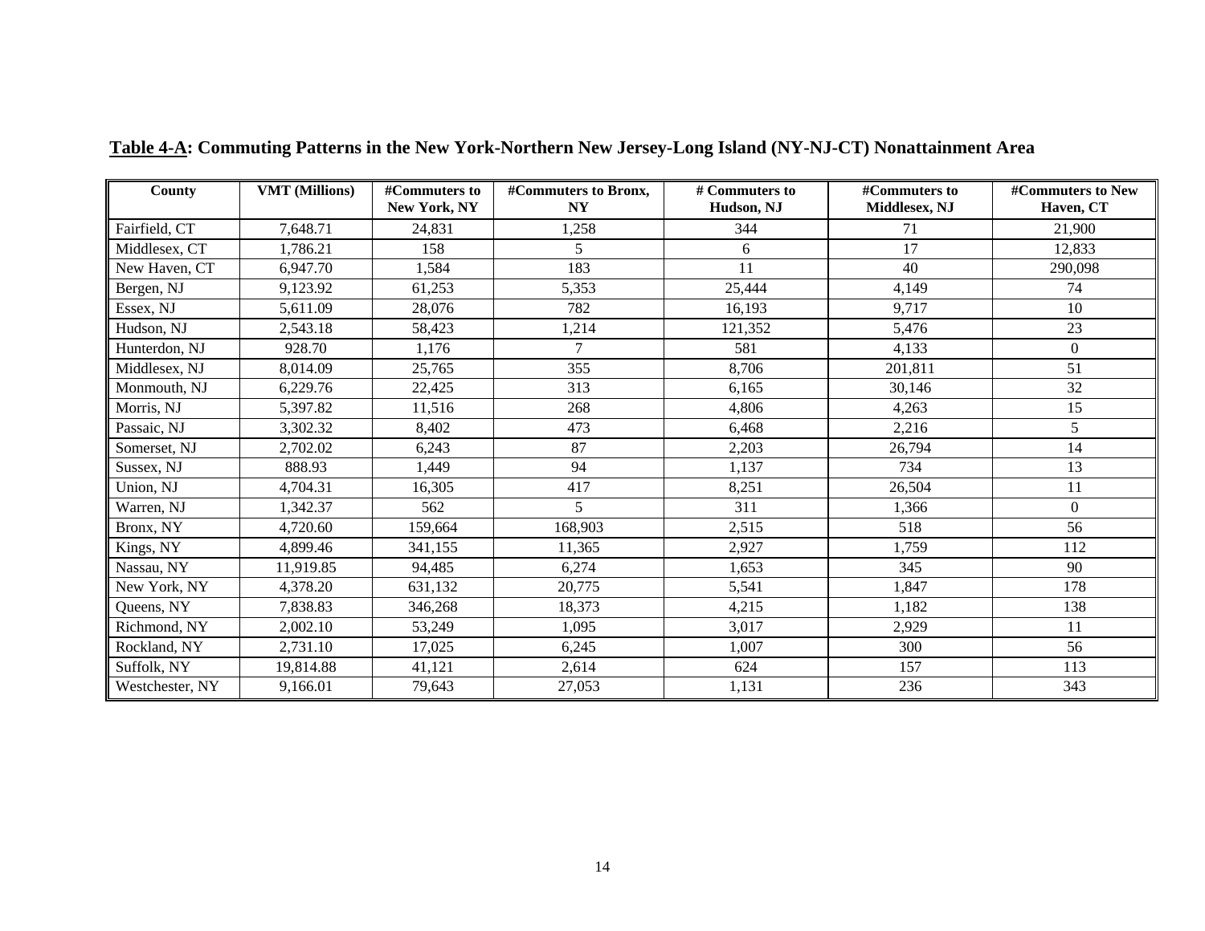**Table 4-A: Commuting Patterns in the New York-Northern New Jersey-Long Island (NY-NJ-CT) Nonattainment Area**

| County | VMT (Millions) | #Commuters to New York, NY | #Commuters to Bronx, NY | # Commuters to Hudson, NJ | #Commuters to Middlesex, NJ | #Commuters to New Haven, CT |
|---|---|---|---|---|---|---|
| Fairfield, CT | 7,648.71 | 24,831 | 1,258 | 344 | 71 | 21,900 |
| Middlesex, CT | 1,786.21 | 158 | 5 | 6 | 17 | 12,833 |
| New Haven, CT | 6,947.70 | 1,584 | 183 | 11 | 40 | 290,098 |
| Bergen, NJ | 9,123.92 | 61,253 | 5,353 | 25,444 | 4,149 | 74 |
| Essex, NJ | 5,611.09 | 28,076 | 782 | 16,193 | 9,717 | 10 |
| Hudson, NJ | 2,543.18 | 58,423 | 1,214 | 121,352 | 5,476 | 23 |
| Hunterdon, NJ | 928.70 | 1,176 | 7 | 581 | 4,133 | 0 |
| Middlesex, NJ | 8,014.09 | 25,765 | 355 | 8,706 | 201,811 | 51 |
| Monmouth, NJ | 6,229.76 | 22,425 | 313 | 6,165 | 30,146 | 32 |
| Morris, NJ | 5,397.82 | 11,516 | 268 | 4,806 | 4,263 | 15 |
| Passaic, NJ | 3,302.32 | 8,402 | 473 | 6,468 | 2,216 | 5 |
| Somerset, NJ | 2,702.02 | 6,243 | 87 | 2,203 | 26,794 | 14 |
| Sussex, NJ | 888.93 | 1,449 | 94 | 1,137 | 734 | 13 |
| Union, NJ | 4,704.31 | 16,305 | 417 | 8,251 | 26,504 | 11 |
| Warren, NJ | 1,342.37 | 562 | 5 | 311 | 1,366 | 0 |
| Bronx, NY | 4,720.60 | 159,664 | 168,903 | 2,515 | 518 | 56 |
| Kings, NY | 4,899.46 | 341,155 | 11,365 | 2,927 | 1,759 | 112 |
| Nassau, NY | 11,919.85 | 94,485 | 6,274 | 1,653 | 345 | 90 |
| New York, NY | 4,378.20 | 631,132 | 20,775 | 5,541 | 1,847 | 178 |
| Queens, NY | 7,838.83 | 346,268 | 18,373 | 4,215 | 1,182 | 138 |
| Richmond, NY | 2,002.10 | 53,249 | 1,095 | 3,017 | 2,929 | 11 |
| Rockland, NY | 2,731.10 | 17,025 | 6,245 | 1,007 | 300 | 56 |
| Suffolk, NY | 19,814.88 | 41,121 | 2,614 | 624 | 157 | 113 |
| Westchester, NY | 9,166.01 | 79,643 | 27,053 | 1,131 | 236 | 343 |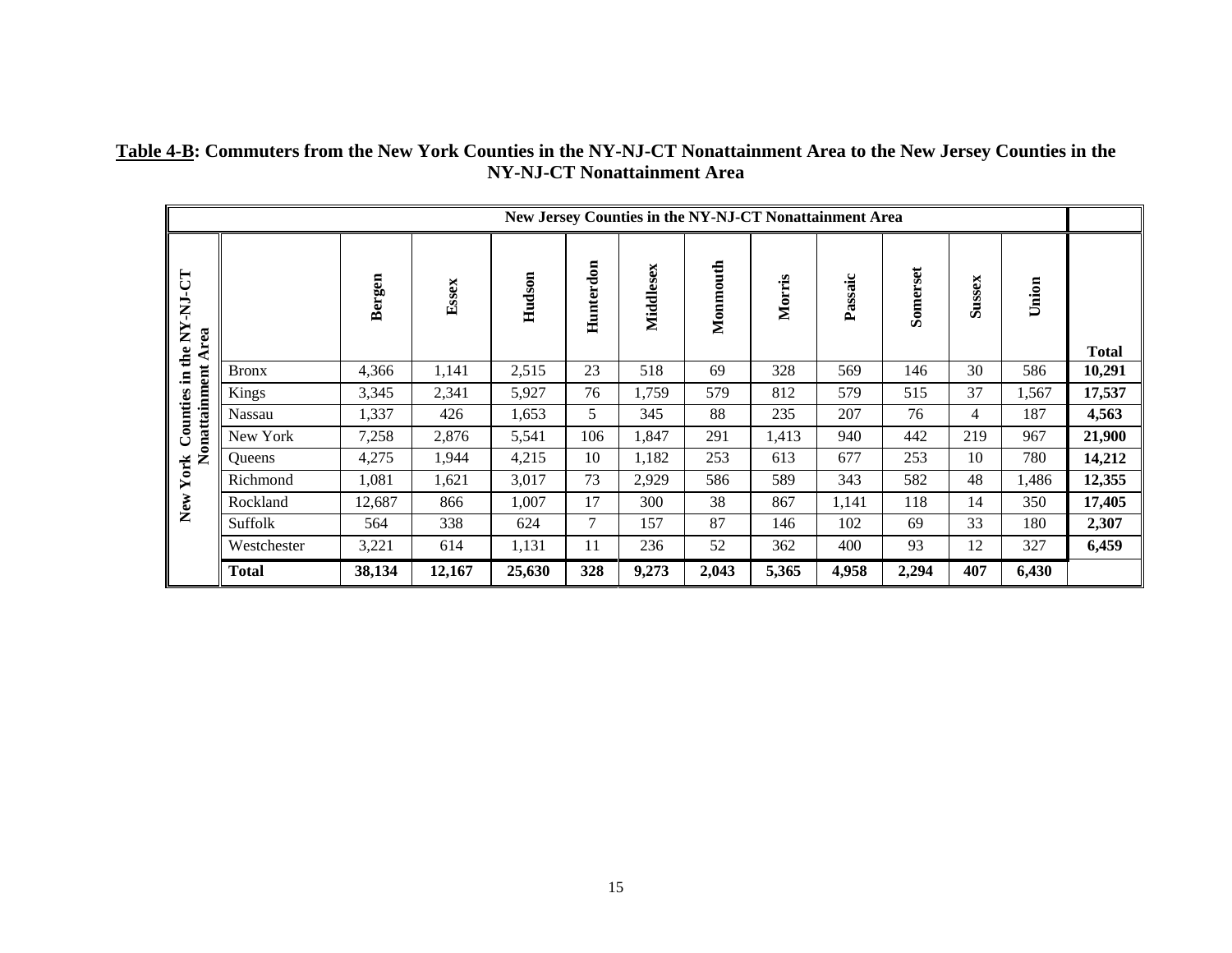**Table 4-B: Commuters from the New York Counties in the NY-NJ-CT Nonattainment Area to the New Jersey Counties in the NY-NJ-CT Nonattainment Area**

| New York Counties in the NY-NJ-CT Nonattainment Area | New Jersey Counties in the NY-NJ-CT Nonattainment Area | | | | | | | | | | | |
|---|---|---|---|---|---|---|---|---|---|---|---|---|
| | Bergen | Essex | Hudson | Hunterdon | Middlesex | Monmouth | Morris | Passaic | Somerset | Sussex | Union | Total |
| Bronx | 4,366 | 1,141 | 2,515 | 23 | 518 | 69 | 328 | 569 | 146 | 30 | 586 | **10,291** |
| Kings | 3,345 | 2,341 | 5,927 | 76 | 1,759 | 579 | 812 | 579 | 515 | 37 | 1,567 | **17,537** |
| Nassau | 1,337 | 426 | 1,653 | 5 | 345 | 88 | 235 | 207 | 76 | 4 | 187 | **4,563** |
| New York | 7,258 | 2,876 | 5,541 | 106 | 1,847 | 291 | 1,413 | 940 | 442 | 219 | 967 | **21,900** |
| Queens | 4,275 | 1,944 | 4,215 | 10 | 1,182 | 253 | 613 | 677 | 253 | 10 | 780 | **14,212** |
| Richmond | 1,081 | 1,621 | 3,017 | 73 | 2,929 | 586 | 589 | 343 | 582 | 48 | 1,486 | **12,355** |
| Rockland | 12,687 | 866 | 1,007 | 17 | 300 | 38 | 867 | 1,141 | 118 | 14 | 350 | **17,405** |
| Suffolk | 564 | 338 | 624 | 7 | 157 | 87 | 146 | 102 | 69 | 33 | 180 | **2,307** |
| Westchester | 3,221 | 614 | 1,131 | 11 | 236 | 52 | 362 | 400 | 93 | 12 | 327 | **6,459** |
| **Total** | **38,134** | **12,167** | **25,630** | **328** | **9,273** | **2,043** | **5,365** | **4,958** | **2,294** | **407** | **6,430** | |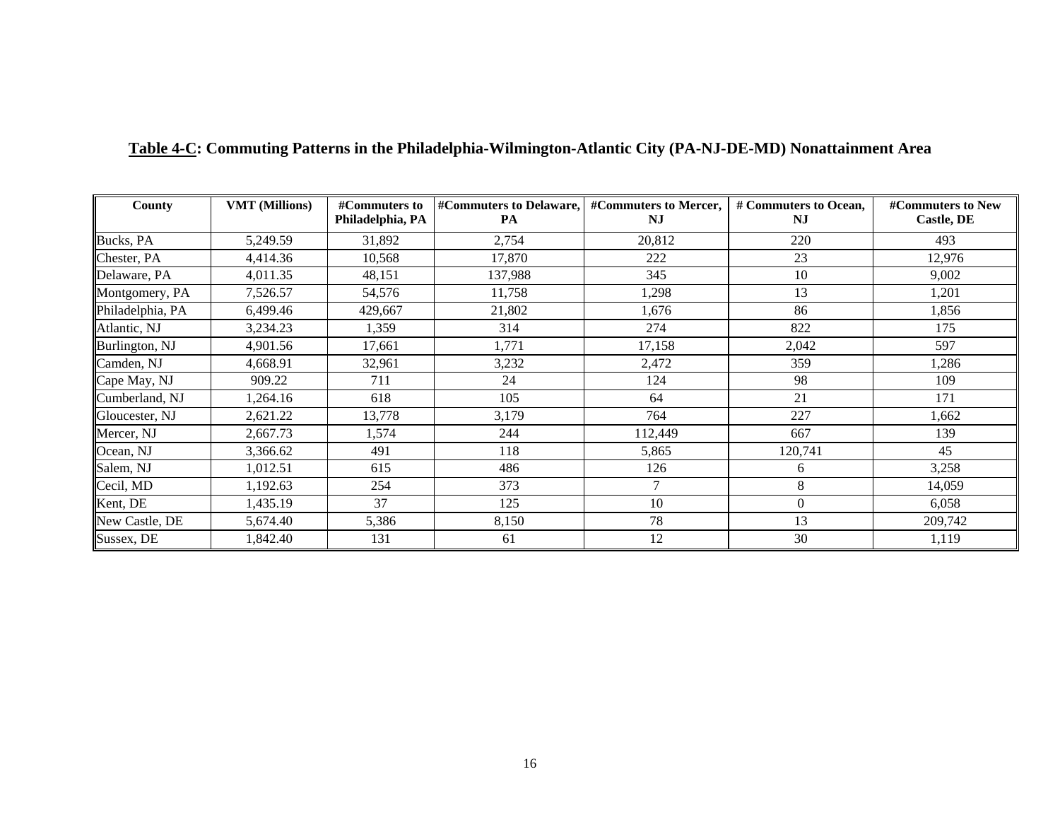**Table 4-C: Commuting Patterns in the Philadelphia-Wilmington-Atlantic City (PA-NJ-DE-MD) Nonattainment Area**

| County | VMT (Millions) | #Commuters to Philadelphia, PA | #Commuters to Delaware, PA | #Commuters to Mercer, NJ | # Commuters to Ocean, NJ | #Commuters to New Castle, DE |
|---|---|---|---|---|---|---|
| Bucks, PA | 5,249.59 | 31,892 | 2,754 | 20,812 | 220 | 493 |
| Chester, PA | 4,414.36 | 10,568 | 17,870 | 222 | 23 | 12,976 |
| Delaware, PA | 4,011.35 | 48,151 | 137,988 | 345 | 10 | 9,002 |
| Montgomery, PA | 7,526.57 | 54,576 | 11,758 | 1,298 | 13 | 1,201 |
| Philadelphia, PA | 6,499.46 | 429,667 | 21,802 | 1,676 | 86 | 1,856 |
| Atlantic, NJ | 3,234.23 | 1,359 | 314 | 274 | 822 | 175 |
| Burlington, NJ | 4,901.56 | 17,661 | 1,771 | 17,158 | 2,042 | 597 |
| Camden, NJ | 4,668.91 | 32,961 | 3,232 | 2,472 | 359 | 1,286 |
| Cape May, NJ | 909.22 | 711 | 24 | 124 | 98 | 109 |
| Cumberland, NJ | 1,264.16 | 618 | 105 | 64 | 21 | 171 |
| Gloucester, NJ | 2,621.22 | 13,778 | 3,179 | 764 | 227 | 1,662 |
| Mercer, NJ | 2,667.73 | 1,574 | 244 | 112,449 | 667 | 139 |
| Ocean, NJ | 3,366.62 | 491 | 118 | 5,865 | 120,741 | 45 |
| Salem, NJ | 1,012.51 | 615 | 486 | 126 | 6 | 3,258 |
| Cecil, MD | 1,192.63 | 254 | 373 | 7 | 8 | 14,059 |
| Kent, DE | 1,435.19 | 37 | 125 | 10 | 0 | 6,058 |
| New Castle, DE | 5,674.40 | 5,386 | 8,150 | 78 | 13 | 209,742 |
| Sussex, DE | 1,842.40 | 131 | 61 | 12 | 30 | 1,119 |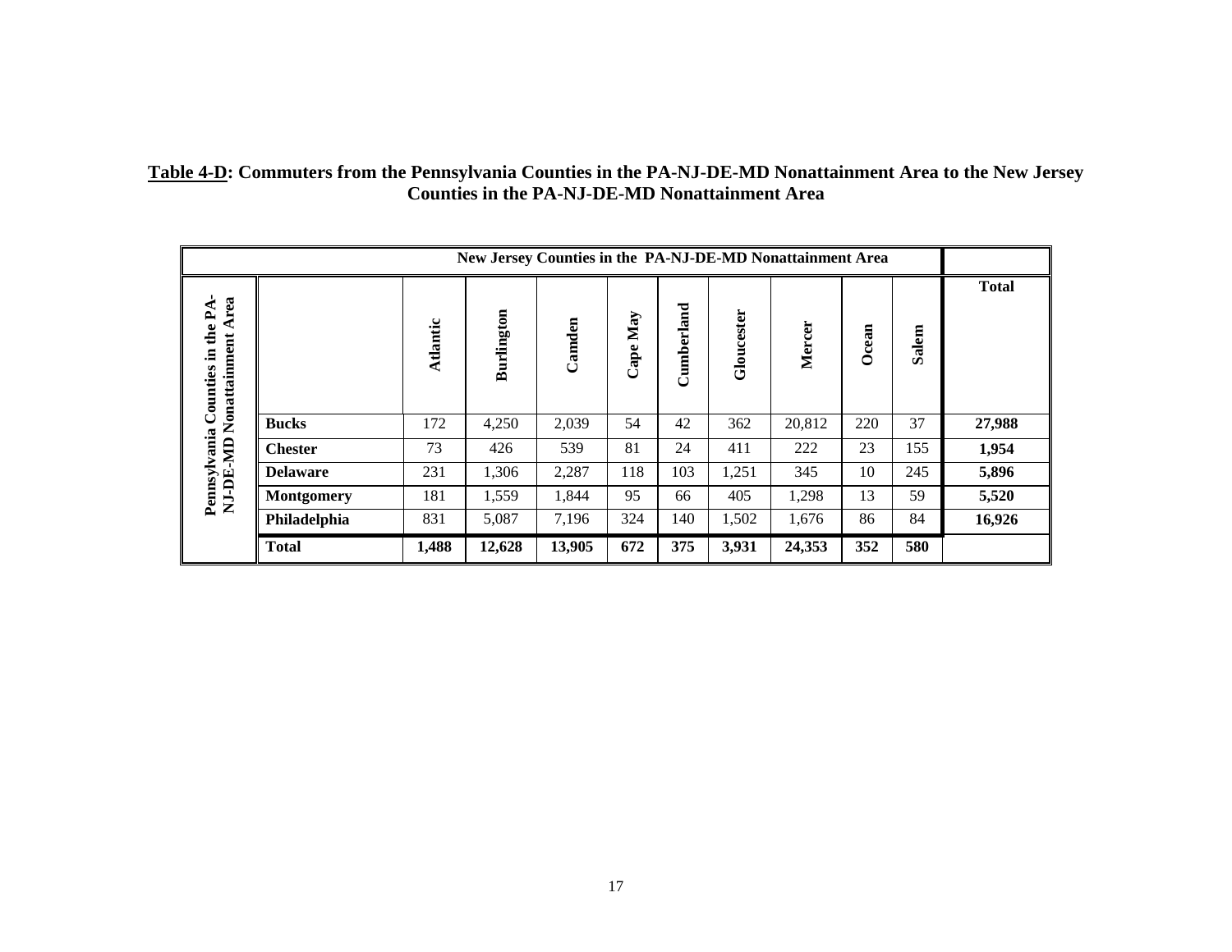**Table 4-D: Commuters from the Pennsylvania Counties in the PA-NJ-DE-MD Nonattainment Area to the New Jersey Counties in the PA-NJ-DE-MD Nonattainment Area**

| Pennsylvania Counties in the PA-NJ-DE-MD Nonattainment Area | New Jersey Counties in the PA-NJ-DE-MD Nonattainment Area | | | | | | | | | Total |
|---|---|---|---|---|---|---|---|---|---|---|
| | Atlantic | Burlington | Camden | Cape May | Cumberland | Gloucester | Mercer | Ocean | Salem | |
| **Bucks** | 172 | 4,250 | 2,039 | 54 | 42 | 362 | 20,812 | 220 | 37 | **27,988** |
| **Chester** | 73 | 426 | 539 | 81 | 24 | 411 | 222 | 23 | 155 | **1,954** |
| **Delaware** | 231 | 1,306 | 2,287 | 118 | 103 | 1,251 | 345 | 10 | 245 | **5,896** |
| **Montgomery** | 181 | 1,559 | 1,844 | 95 | 66 | 405 | 1,298 | 13 | 59 | **5,520** |
| **Philadelphia** | 831 | 5,087 | 7,196 | 324 | 140 | 1,502 | 1,676 | 86 | 84 | **16,926** |
| **Total** | **1,488** | **12,628** | **13,905** | **672** | **375** | **3,931** | **24,353** | **352** | **580** | |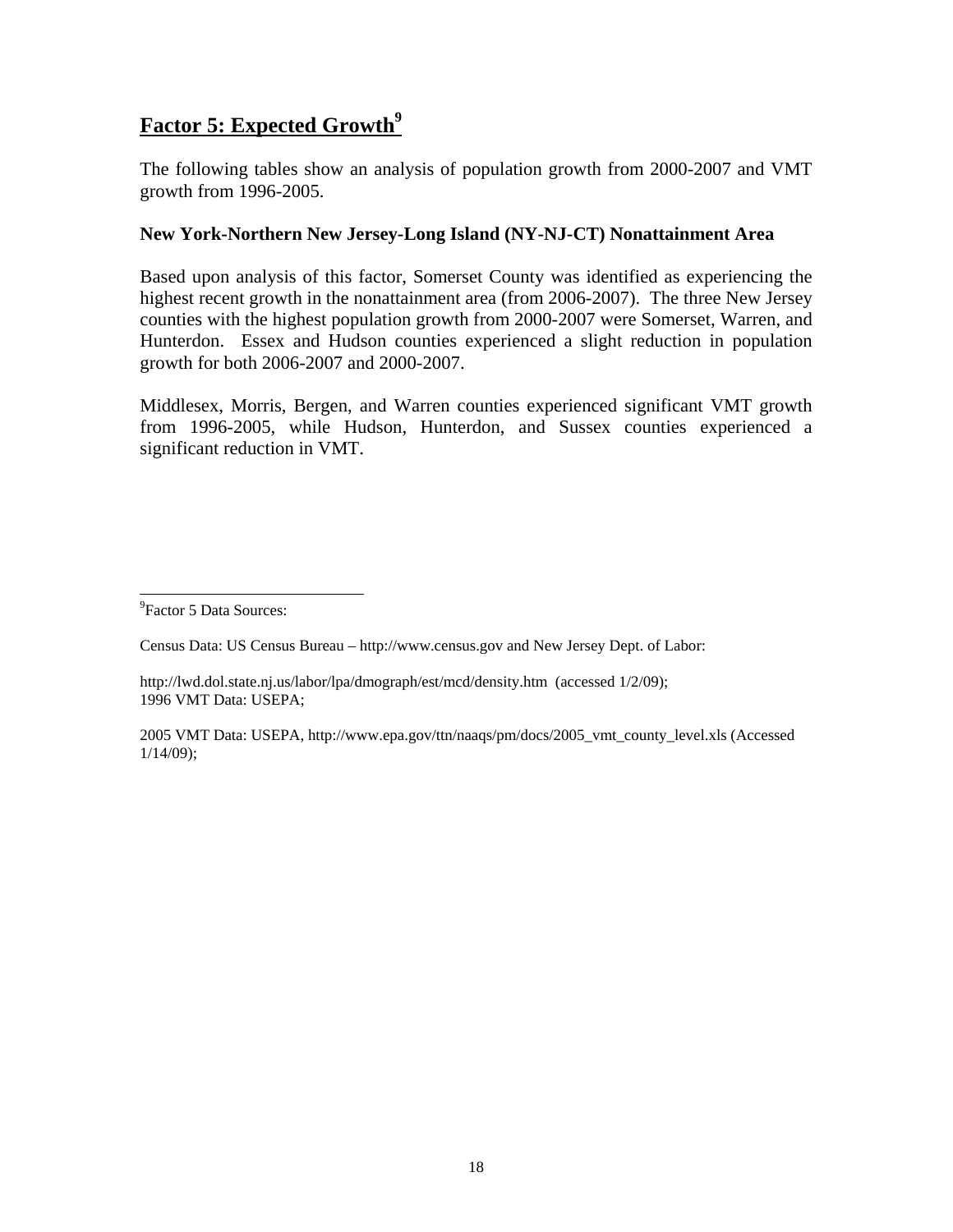## Factor 5: Expected Growth[9]

The following tables show an analysis of population growth from 2000-2007 and VMT growth from 1996-2005.

**New York-Northern New Jersey-Long Island (NY-NJ-CT) Nonattainment Area**

Based upon analysis of this factor, Somerset County was identified as experiencing the highest recent growth in the nonattainment area (from 2006-2007). The three New Jersey counties with the highest population growth from 2000-2007 were Somerset, Warren, and Hunterdon. Essex and Hudson counties experienced a slight reduction in population growth for both 2006-2007 and 2000-2007.

Middlesex, Morris, Bergen, and Warren counties experienced significant VMT growth from 1996-2005, while Hudson, Hunterdon, and Sussex counties experienced a significant reduction in VMT.

---

[9]Factor 5 Data Sources:

Census Data: US Census Bureau – http://www.census.gov and New Jersey Dept. of Labor:

http://lwd.dol.state.nj.us/labor/lpa/dmograph/est/mcd/density.htm (accessed 1/2/09);
1996 VMT Data: USEPA;

2005 VMT Data: USEPA, http://www.epa.gov/ttn/naaqs/pm/docs/2005_vmt_county_level.xls (Accessed 1/14/09);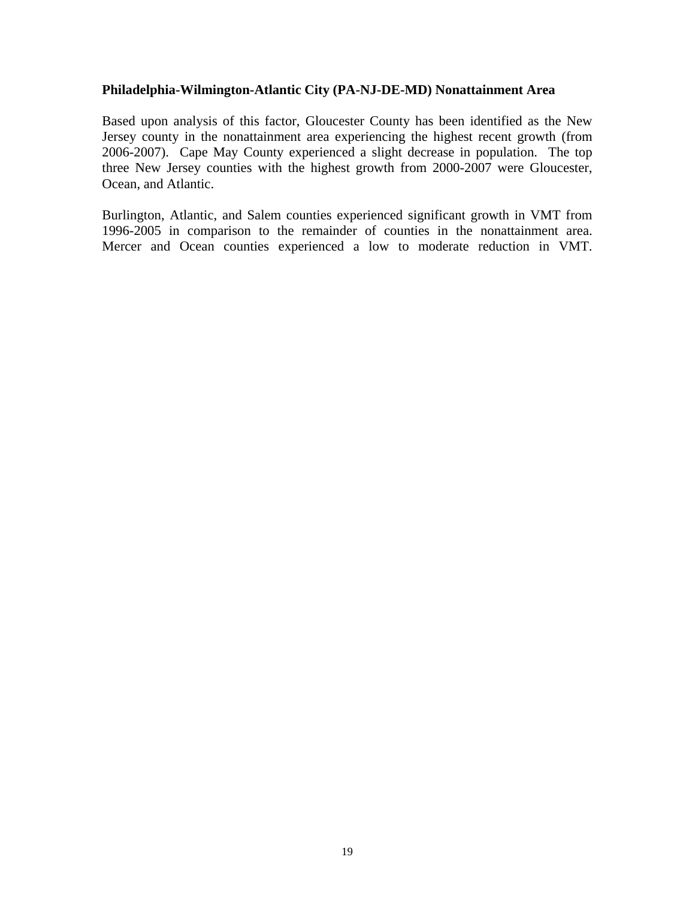**Philadelphia-Wilmington-Atlantic City (PA-NJ-DE-MD) Nonattainment Area**

Based upon analysis of this factor, Gloucester County has been identified as the New Jersey county in the nonattainment area experiencing the highest recent growth (from 2006-2007). Cape May County experienced a slight decrease in population. The top three New Jersey counties with the highest growth from 2000-2007 were Gloucester, Ocean, and Atlantic.

Burlington, Atlantic, and Salem counties experienced significant growth in VMT from 1996-2005 in comparison to the remainder of counties in the nonattainment area. Mercer and Ocean counties experienced a low to moderate reduction in VMT.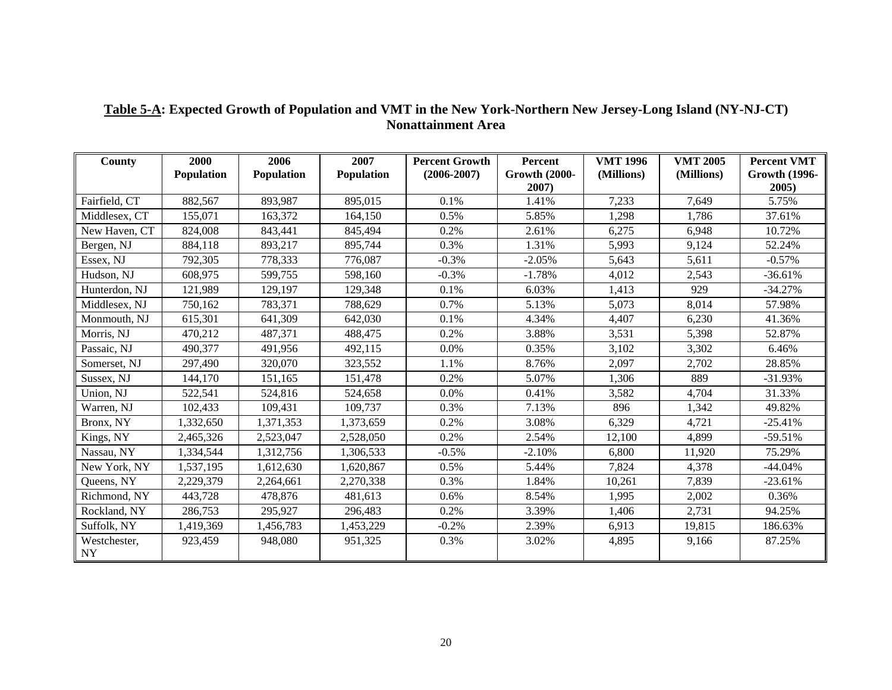**Table 5-A: Expected Growth of Population and VMT in the New York-Northern New Jersey-Long Island (NY-NJ-CT) Nonattainment Area**

| County | 2000 Population | 2006 Population | 2007 Population | Percent Growth (2006-2007) | Percent Growth (2000-2007) | VMT 1996 (Millions) | VMT 2005 (Millions) | Percent VMT Growth (1996-2005) |
|---|---|---|---|---|---|---|---|---|
| Fairfield, CT | 882,567 | 893,987 | 895,015 | 0.1% | 1.41% | 7,233 | 7,649 | 5.75% |
| Middlesex, CT | 155,071 | 163,372 | 164,150 | 0.5% | 5.85% | 1,298 | 1,786 | 37.61% |
| New Haven, CT | 824,008 | 843,441 | 845,494 | 0.2% | 2.61% | 6,275 | 6,948 | 10.72% |
| Bergen, NJ | 884,118 | 893,217 | 895,744 | 0.3% | 1.31% | 5,993 | 9,124 | 52.24% |
| Essex, NJ | 792,305 | 778,333 | 776,087 | -0.3% | -2.05% | 5,643 | 5,611 | -0.57% |
| Hudson, NJ | 608,975 | 599,755 | 598,160 | -0.3% | -1.78% | 4,012 | 2,543 | -36.61% |
| Hunterdon, NJ | 121,989 | 129,197 | 129,348 | 0.1% | 6.03% | 1,413 | 929 | -34.27% |
| Middlesex, NJ | 750,162 | 783,371 | 788,629 | 0.7% | 5.13% | 5,073 | 8,014 | 57.98% |
| Monmouth, NJ | 615,301 | 641,309 | 642,030 | 0.1% | 4.34% | 4,407 | 6,230 | 41.36% |
| Morris, NJ | 470,212 | 487,371 | 488,475 | 0.2% | 3.88% | 3,531 | 5,398 | 52.87% |
| Passaic, NJ | 490,377 | 491,956 | 492,115 | 0.0% | 0.35% | 3,102 | 3,302 | 6.46% |
| Somerset, NJ | 297,490 | 320,070 | 323,552 | 1.1% | 8.76% | 2,097 | 2,702 | 28.85% |
| Sussex, NJ | 144,170 | 151,165 | 151,478 | 0.2% | 5.07% | 1,306 | 889 | -31.93% |
| Union, NJ | 522,541 | 524,816 | 524,658 | 0.0% | 0.41% | 3,582 | 4,704 | 31.33% |
| Warren, NJ | 102,433 | 109,431 | 109,737 | 0.3% | 7.13% | 896 | 1,342 | 49.82% |
| Bronx, NY | 1,332,650 | 1,371,353 | 1,373,659 | 0.2% | 3.08% | 6,329 | 4,721 | -25.41% |
| Kings, NY | 2,465,326 | 2,523,047 | 2,528,050 | 0.2% | 2.54% | 12,100 | 4,899 | -59.51% |
| Nassau, NY | 1,334,544 | 1,312,756 | 1,306,533 | -0.5% | -2.10% | 6,800 | 11,920 | 75.29% |
| New York, NY | 1,537,195 | 1,612,630 | 1,620,867 | 0.5% | 5.44% | 7,824 | 4,378 | -44.04% |
| Queens, NY | 2,229,379 | 2,264,661 | 2,270,338 | 0.3% | 1.84% | 10,261 | 7,839 | -23.61% |
| Richmond, NY | 443,728 | 478,876 | 481,613 | 0.6% | 8.54% | 1,995 | 2,002 | 0.36% |
| Rockland, NY | 286,753 | 295,927 | 296,483 | 0.2% | 3.39% | 1,406 | 2,731 | 94.25% |
| Suffolk, NY | 1,419,369 | 1,456,783 | 1,453,229 | -0.2% | 2.39% | 6,913 | 19,815 | 186.63% |
| Westchester, NY | 923,459 | 948,080 | 951,325 | 0.3% | 3.02% | 4,895 | 9,166 | 87.25% |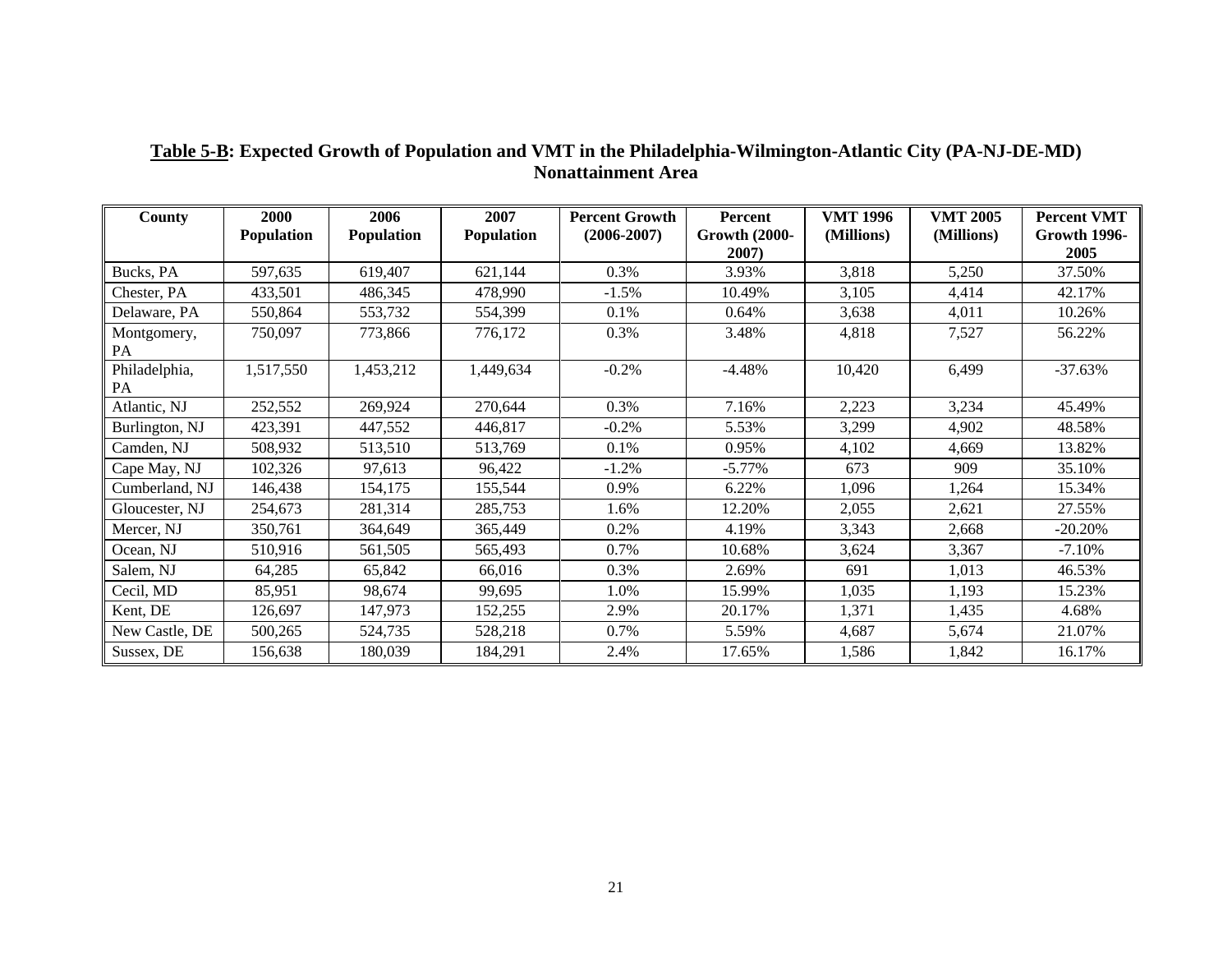**Table 5-B: Expected Growth of Population and VMT in the Philadelphia-Wilmington-Atlantic City (PA-NJ-DE-MD) Nonattainment Area**

| County | 2000 Population | 2006 Population | 2007 Population | Percent Growth (2006-2007) | Percent Growth (2000-2007) | VMT 1996 (Millions) | VMT 2005 (Millions) | Percent VMT Growth 1996-2005 |
|---|---|---|---|---|---|---|---|---|
| Bucks, PA | 597,635 | 619,407 | 621,144 | 0.3% | 3.93% | 3,818 | 5,250 | 37.50% |
| Chester, PA | 433,501 | 486,345 | 478,990 | -1.5% | 10.49% | 3,105 | 4,414 | 42.17% |
| Delaware, PA | 550,864 | 553,732 | 554,399 | 0.1% | 0.64% | 3,638 | 4,011 | 10.26% |
| Montgomery, PA | 750,097 | 773,866 | 776,172 | 0.3% | 3.48% | 4,818 | 7,527 | 56.22% |
| Philadelphia, PA | 1,517,550 | 1,453,212 | 1,449,634 | -0.2% | -4.48% | 10,420 | 6,499 | -37.63% |
| Atlantic, NJ | 252,552 | 269,924 | 270,644 | 0.3% | 7.16% | 2,223 | 3,234 | 45.49% |
| Burlington, NJ | 423,391 | 447,552 | 446,817 | -0.2% | 5.53% | 3,299 | 4,902 | 48.58% |
| Camden, NJ | 508,932 | 513,510 | 513,769 | 0.1% | 0.95% | 4,102 | 4,669 | 13.82% |
| Cape May, NJ | 102,326 | 97,613 | 96,422 | -1.2% | -5.77% | 673 | 909 | 35.10% |
| Cumberland, NJ | 146,438 | 154,175 | 155,544 | 0.9% | 6.22% | 1,096 | 1,264 | 15.34% |
| Gloucester, NJ | 254,673 | 281,314 | 285,753 | 1.6% | 12.20% | 2,055 | 2,621 | 27.55% |
| Mercer, NJ | 350,761 | 364,649 | 365,449 | 0.2% | 4.19% | 3,343 | 2,668 | -20.20% |
| Ocean, NJ | 510,916 | 561,505 | 565,493 | 0.7% | 10.68% | 3,624 | 3,367 | -7.10% |
| Salem, NJ | 64,285 | 65,842 | 66,016 | 0.3% | 2.69% | 691 | 1,013 | 46.53% |
| Cecil, MD | 85,951 | 98,674 | 99,695 | 1.0% | 15.99% | 1,035 | 1,193 | 15.23% |
| Kent, DE | 126,697 | 147,973 | 152,255 | 2.9% | 20.17% | 1,371 | 1,435 | 4.68% |
| New Castle, DE | 500,265 | 524,735 | 528,218 | 0.7% | 5.59% | 4,687 | 5,674 | 21.07% |
| Sussex, DE | 156,638 | 180,039 | 184,291 | 2.4% | 17.65% | 1,586 | 1,842 | 16.17% |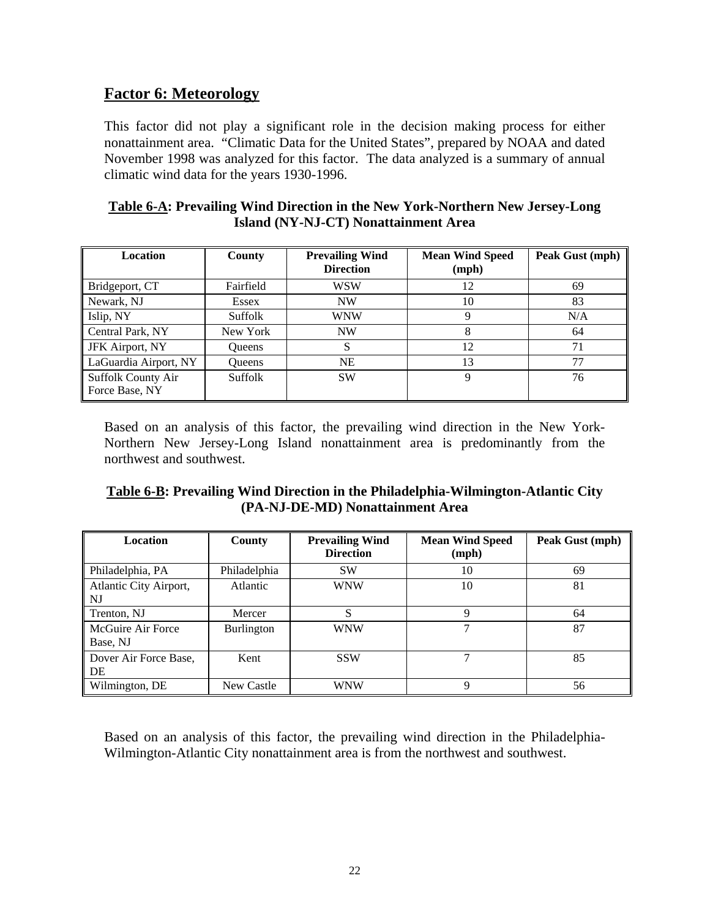## Factor 6: Meteorology

This factor did not play a significant role in the decision making process for either nonattainment area. "Climatic Data for the United States", prepared by NOAA and dated November 1998 was analyzed for this factor. The data analyzed is a summary of annual climatic wind data for the years 1930-1996.

**Table 6-A: Prevailing Wind Direction in the New York-Northern New Jersey-Long Island (NY-NJ-CT) Nonattainment Area**

| Location | County | Prevailing Wind Direction | Mean Wind Speed (mph) | Peak Gust (mph) |
|---|---|---|---|---|
| Bridgeport, CT | Fairfield | WSW | 12 | 69 |
| Newark, NJ | Essex | NW | 10 | 83 |
| Islip, NY | Suffolk | WNW | 9 | N/A |
| Central Park, NY | New York | NW | 8 | 64 |
| JFK Airport, NY | Queens | S | 12 | 71 |
| LaGuardia Airport, NY | Queens | NE | 13 | 77 |
| Suffolk County Air Force Base, NY | Suffolk | SW | 9 | 76 |

Based on an analysis of this factor, the prevailing wind direction in the New York-Northern New Jersey-Long Island nonattainment area is predominantly from the northwest and southwest.

**Table 6-B: Prevailing Wind Direction in the Philadelphia-Wilmington-Atlantic City (PA-NJ-DE-MD) Nonattainment Area**

| Location | County | Prevailing Wind Direction | Mean Wind Speed (mph) | Peak Gust (mph) |
|---|---|---|---|---|
| Philadelphia, PA | Philadelphia | SW | 10 | 69 |
| Atlantic City Airport, NJ | Atlantic | WNW | 10 | 81 |
| Trenton, NJ | Mercer | S | 9 | 64 |
| McGuire Air Force Base, NJ | Burlington | WNW | 7 | 87 |
| Dover Air Force Base, DE | Kent | SSW | 7 | 85 |
| Wilmington, DE | New Castle | WNW | 9 | 56 |

Based on an analysis of this factor, the prevailing wind direction in the Philadelphia-Wilmington-Atlantic City nonattainment area is from the northwest and southwest.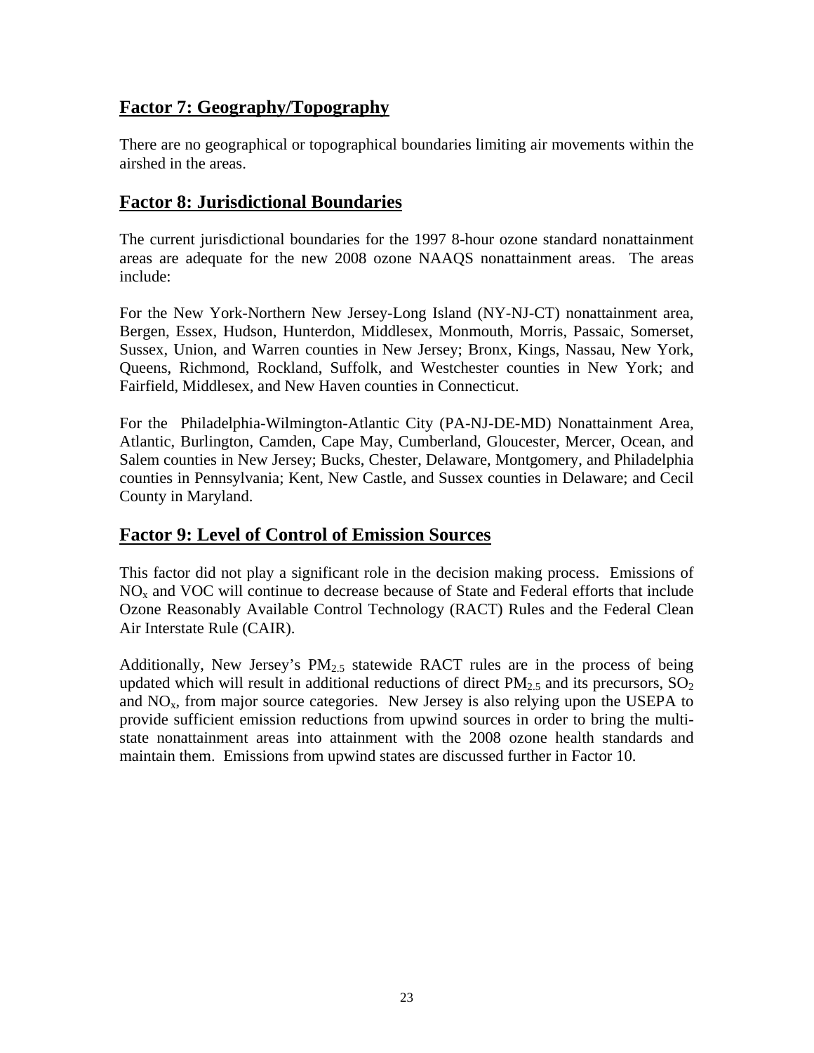## Factor 7: Geography/Topography

There are no geographical or topographical boundaries limiting air movements within the airshed in the areas.

## Factor 8: Jurisdictional Boundaries

The current jurisdictional boundaries for the 1997 8-hour ozone standard nonattainment areas are adequate for the new 2008 ozone NAAQS nonattainment areas. The areas include:

For the New York-Northern New Jersey-Long Island (NY-NJ-CT) nonattainment area, Bergen, Essex, Hudson, Hunterdon, Middlesex, Monmouth, Morris, Passaic, Somerset, Sussex, Union, and Warren counties in New Jersey; Bronx, Kings, Nassau, New York, Queens, Richmond, Rockland, Suffolk, and Westchester counties in New York; and Fairfield, Middlesex, and New Haven counties in Connecticut.

For the Philadelphia-Wilmington-Atlantic City (PA-NJ-DE-MD) Nonattainment Area, Atlantic, Burlington, Camden, Cape May, Cumberland, Gloucester, Mercer, Ocean, and Salem counties in New Jersey; Bucks, Chester, Delaware, Montgomery, and Philadelphia counties in Pennsylvania; Kent, New Castle, and Sussex counties in Delaware; and Cecil County in Maryland.

## Factor 9: Level of Control of Emission Sources

This factor did not play a significant role in the decision making process. Emissions of $NO_x$ and VOC will continue to decrease because of State and Federal efforts that include Ozone Reasonably Available Control Technology (RACT) Rules and the Federal Clean Air Interstate Rule (CAIR).

Additionally, New Jersey's $PM_{2.5}$ statewide RACT rules are in the process of being updated which will result in additional reductions of direct $PM_{2.5}$ and its precursors, $SO_2$ and $NO_x$, from major source categories. New Jersey is also relying upon the USEPA to provide sufficient emission reductions from upwind sources in order to bring the multi-state nonattainment areas into attainment with the 2008 ozone health standards and maintain them. Emissions from upwind states are discussed further in Factor 10.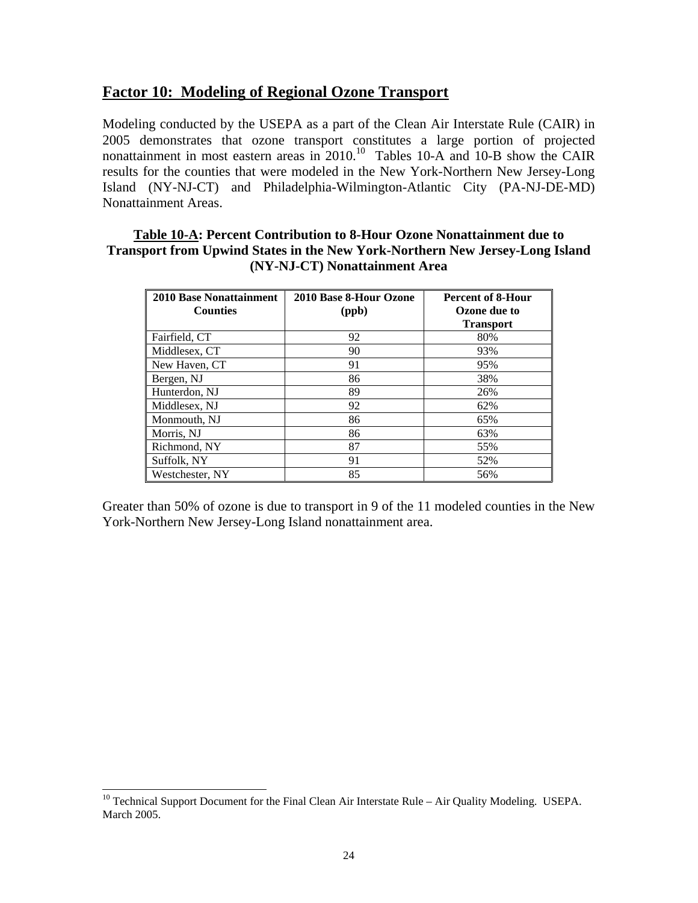## Factor 10: Modeling of Regional Ozone Transport

Modeling conducted by the USEPA as a part of the Clean Air Interstate Rule (CAIR) in 2005 demonstrates that ozone transport constitutes a large portion of projected nonattainment in most eastern areas in 2010.[10] Tables 10-A and 10-B show the CAIR results for the counties that were modeled in the New York-Northern New Jersey-Long Island (NY-NJ-CT) and Philadelphia-Wilmington-Atlantic City (PA-NJ-DE-MD) Nonattainment Areas.

**Table 10-A: Percent Contribution to 8-Hour Ozone Nonattainment due to Transport from Upwind States in the New York-Northern New Jersey-Long Island (NY-NJ-CT) Nonattainment Area**

| 2010 Base Nonattainment Counties | 2010 Base 8-Hour Ozone (ppb) | Percent of 8-Hour Ozone due to Transport |
|---|---|---|
| Fairfield, CT | 92 | 80% |
| Middlesex, CT | 90 | 93% |
| New Haven, CT | 91 | 95% |
| Bergen, NJ | 86 | 38% |
| Hunterdon, NJ | 89 | 26% |
| Middlesex, NJ | 92 | 62% |
| Monmouth, NJ | 86 | 65% |
| Morris, NJ | 86 | 63% |
| Richmond, NY | 87 | 55% |
| Suffolk, NY | 91 | 52% |
| Westchester, NY | 85 | 56% |

Greater than 50% of ozone is due to transport in 9 of the 11 modeled counties in the New York-Northern New Jersey-Long Island nonattainment area.

[10] Technical Support Document for the Final Clean Air Interstate Rule – Air Quality Modeling. USEPA. March 2005.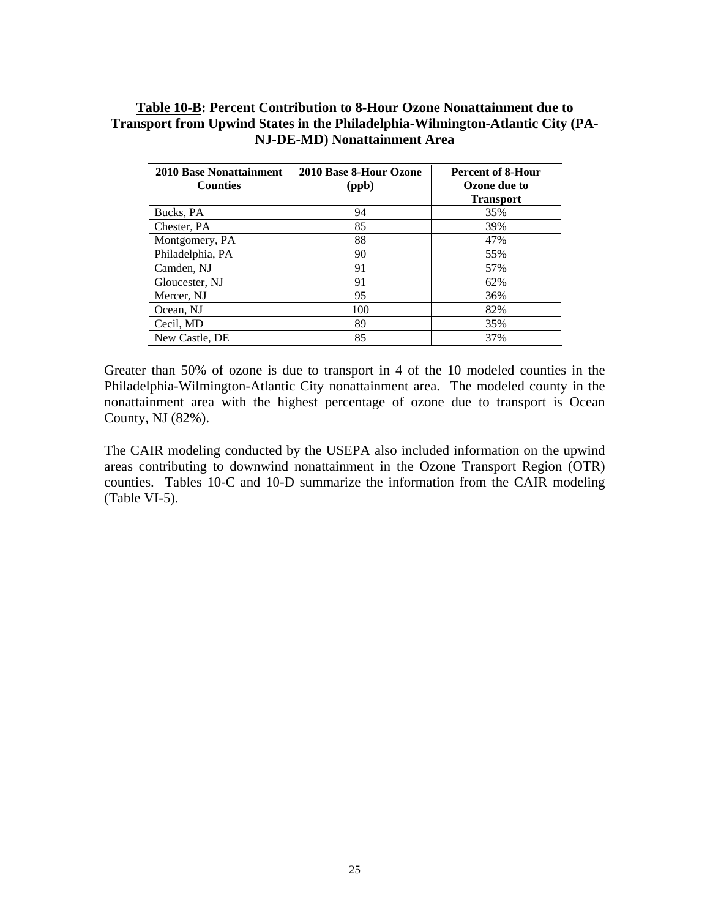**Table 10-B: Percent Contribution to 8-Hour Ozone Nonattainment due to Transport from Upwind States in the Philadelphia-Wilmington-Atlantic City (PA-NJ-DE-MD) Nonattainment Area**

| 2010 Base Nonattainment Counties | 2010 Base 8-Hour Ozone (ppb) | Percent of 8-Hour Ozone due to Transport |
|---|---|---|
| Bucks, PA | 94 | 35% |
| Chester, PA | 85 | 39% |
| Montgomery, PA | 88 | 47% |
| Philadelphia, PA | 90 | 55% |
| Camden, NJ | 91 | 57% |
| Gloucester, NJ | 91 | 62% |
| Mercer, NJ | 95 | 36% |
| Ocean, NJ | 100 | 82% |
| Cecil, MD | 89 | 35% |
| New Castle, DE | 85 | 37% |

Greater than 50% of ozone is due to transport in 4 of the 10 modeled counties in the Philadelphia-Wilmington-Atlantic City nonattainment area. The modeled county in the nonattainment area with the highest percentage of ozone due to transport is Ocean County, NJ (82%).

The CAIR modeling conducted by the USEPA also included information on the upwind areas contributing to downwind nonattainment in the Ozone Transport Region (OTR) counties. Tables 10-C and 10-D summarize the information from the CAIR modeling (Table VI-5).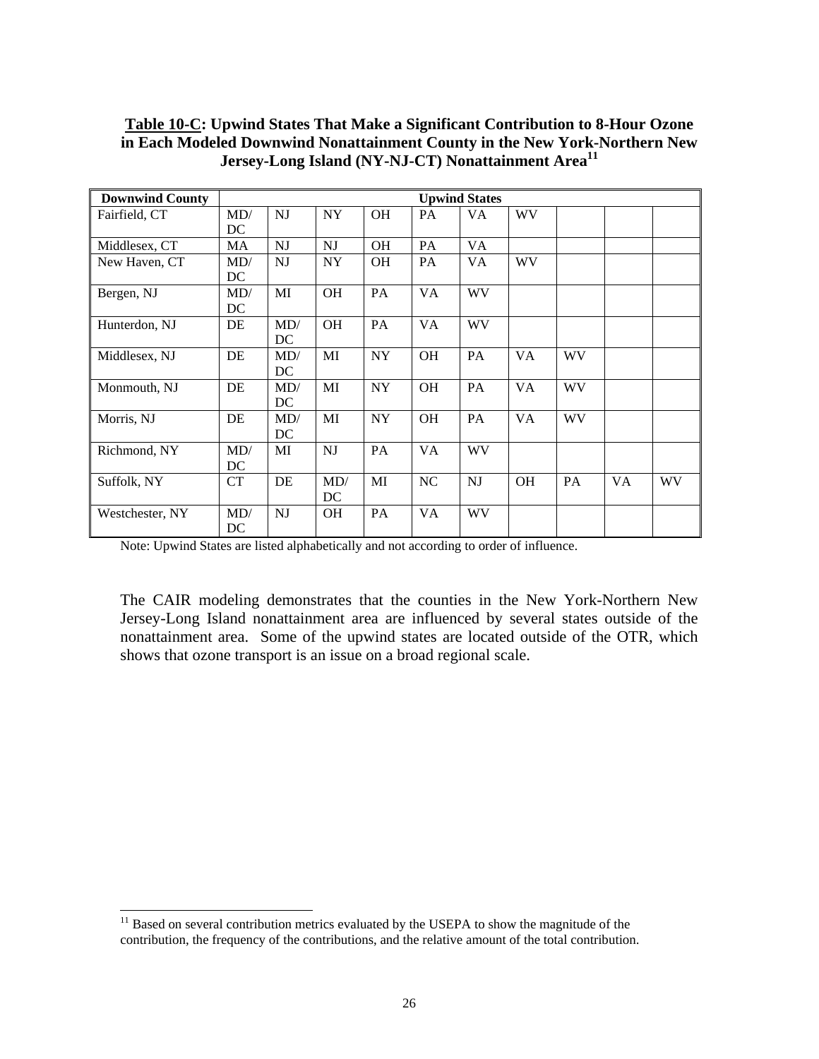**Table 10-C: Upwind States That Make a Significant Contribution to 8-Hour Ozone in Each Modeled Downwind Nonattainment County in the New York-Northern New Jersey-Long Island (NY-NJ-CT) Nonattainment Area**[11]

| Downwind County | Upwind States | | | | | | | | | |
|---|---|---|---|---|---|---|---|---|---|---|
| Fairfield, CT | MD/ DC | NJ | NY | OH | PA | VA | WV | | | |
| Middlesex, CT | MA | NJ | NJ | OH | PA | VA | | | | |
| New Haven, CT | MD/ DC | NJ | NY | OH | PA | VA | WV | | | |
| Bergen, NJ | MD/ DC | MI | OH | PA | VA | WV | | | | |
| Hunterdon, NJ | DE | MD/ DC | OH | PA | VA | WV | | | | |
| Middlesex, NJ | DE | MD/ DC | MI | NY | OH | PA | VA | WV | | |
| Monmouth, NJ | DE | MD/ DC | MI | NY | OH | PA | VA | WV | | |
| Morris, NJ | DE | MD/ DC | MI | NY | OH | PA | VA | WV | | |
| Richmond, NY | MD/ DC | MI | NJ | PA | VA | WV | | | | |
| Suffolk, NY | CT | DE | MD/ DC | MI | NC | NJ | OH | PA | VA | WV |
| Westchester, NY | MD/ DC | NJ | OH | PA | VA | WV | | | | |

Note: Upwind States are listed alphabetically and not according to order of influence.

The CAIR modeling demonstrates that the counties in the New York-Northern New Jersey-Long Island nonattainment area are influenced by several states outside of the nonattainment area. Some of the upwind states are located outside of the OTR, which shows that ozone transport is an issue on a broad regional scale.

[11] Based on several contribution metrics evaluated by the USEPA to show the magnitude of the contribution, the frequency of the contributions, and the relative amount of the total contribution.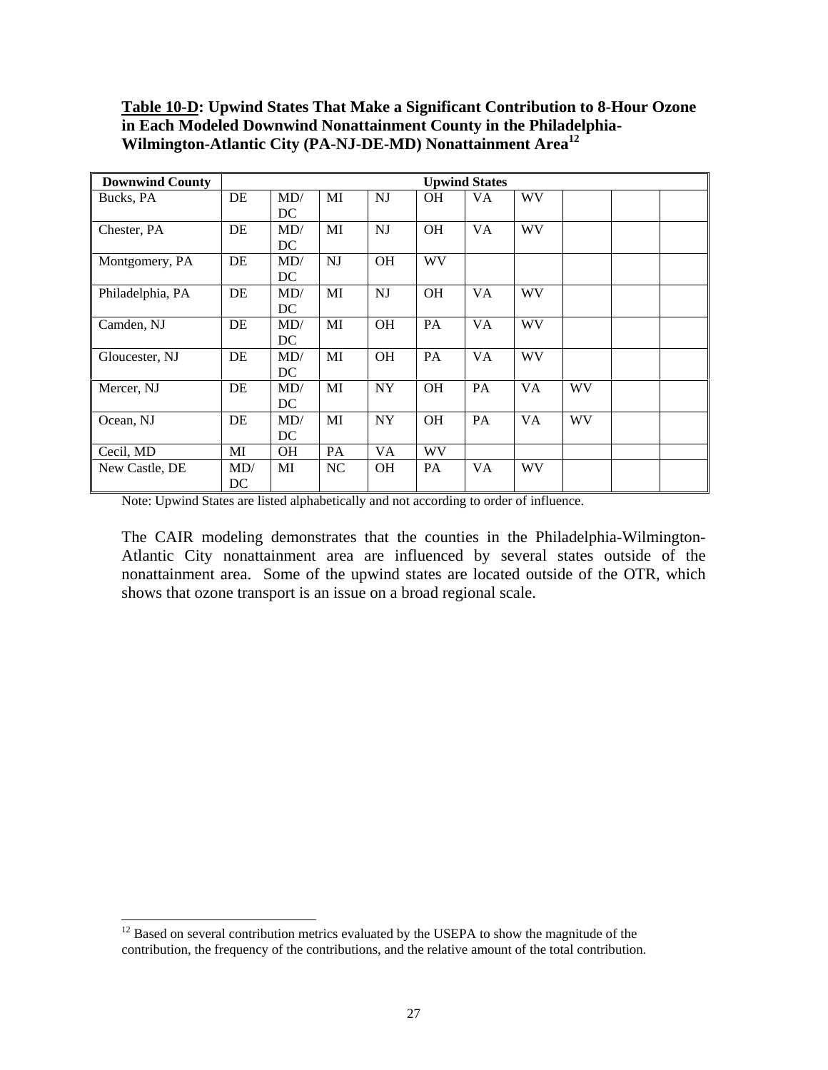**Table 10-D: Upwind States That Make a Significant Contribution to 8-Hour Ozone in Each Modeled Downwind Nonattainment County in the Philadelphia-Wilmington-Atlantic City (PA-NJ-DE-MD) Nonattainment Area**[12]

| Downwind County | Upwind States | | | | | | | | |
|---|---|---|---|---|---|---|---|---|---|
| Bucks, PA | DE | MD/ DC | MI | NJ | OH | VA | WV | | |
| Chester, PA | DE | MD/ DC | MI | NJ | OH | VA | WV | | |
| Montgomery, PA | DE | MD/ DC | NJ | OH | WV | | | | |
| Philadelphia, PA | DE | MD/ DC | MI | NJ | OH | VA | WV | | |
| Camden, NJ | DE | MD/ DC | MI | OH | PA | VA | WV | | |
| Gloucester, NJ | DE | MD/ DC | MI | OH | PA | VA | WV | | |
| Mercer, NJ | DE | MD/ DC | MI | NY | OH | PA | VA | WV | |
| Ocean, NJ | DE | MD/ DC | MI | NY | OH | PA | VA | WV | |
| Cecil, MD | MI | OH | PA | VA | WV | | | | |
| New Castle, DE | MD/ DC | MI | NC | OH | PA | VA | WV | | |

Note: Upwind States are listed alphabetically and not according to order of influence.

The CAIR modeling demonstrates that the counties in the Philadelphia-Wilmington-Atlantic City nonattainment area are influenced by several states outside of the nonattainment area. Some of the upwind states are located outside of the OTR, which shows that ozone transport is an issue on a broad regional scale.

[12] Based on several contribution metrics evaluated by the USEPA to show the magnitude of the contribution, the frequency of the contributions, and the relative amount of the total contribution.